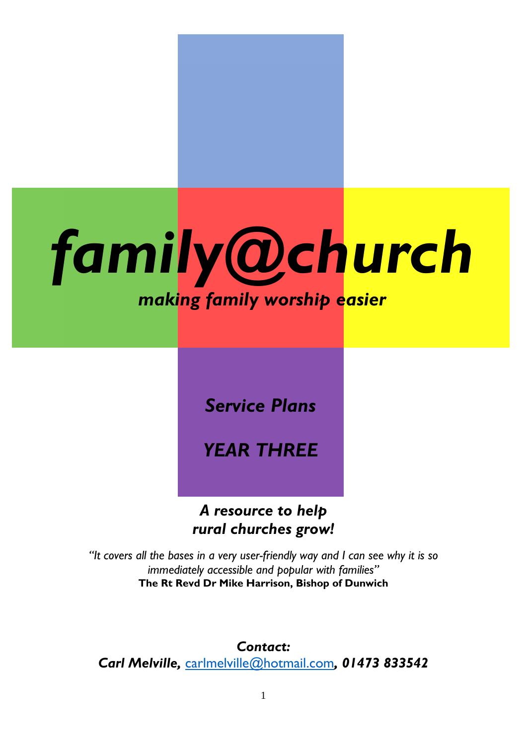# *family@church*

***making family worship easier***

## *Service Plans*

## *YEAR THREE*

***A resource to help rural churches grow!***

*"It covers all the bases in a very user-friendly way and I can see why it is so immediately accessible and popular with families"*
**The Rt Revd Dr Mike Harrison, Bishop of Dunwich**

***Contact:***
***Carl Melville,*** carlmelville@hotmail.com***, 01473 833542***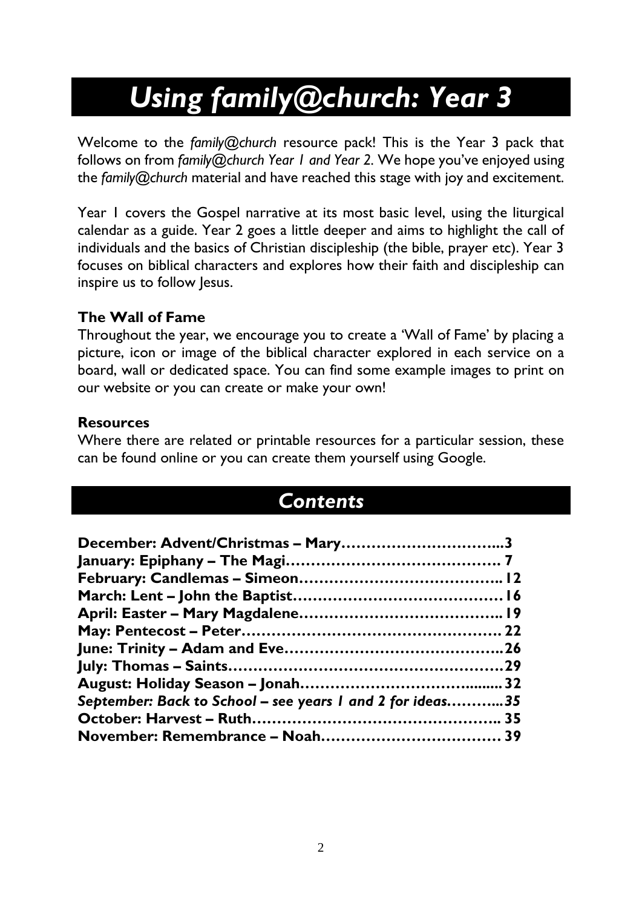# *Using family@church: Year 3*

Welcome to the *family@church* resource pack! This is the Year 3 pack that follows on from *family@church Year 1 and Year 2*. We hope you've enjoyed using the *family@church* material and have reached this stage with joy and excitement.

Year 1 covers the Gospel narrative at its most basic level, using the liturgical calendar as a guide. Year 2 goes a little deeper and aims to highlight the call of individuals and the basics of Christian discipleship (the bible, prayer etc). Year 3 focuses on biblical characters and explores how their faith and discipleship can inspire us to follow Jesus.

**The Wall of Fame**

Throughout the year, we encourage you to create a 'Wall of Fame' by placing a picture, icon or image of the biblical character explored in each service on a board, wall or dedicated space. You can find some example images to print on our website or you can create or make your own!

**Resources**

Where there are related or printable resources for a particular session, these can be found online or you can create them yourself using Google.

## *Contents*

**December: Advent/Christmas – Mary…………………………...3**
**January: Epiphany – The Magi……………………………………. 7**
**February: Candlemas – Simeon………………………………….. 12**
**March: Lent – John the Baptist……………………………………16**
**April: Easter – Mary Magdalene………………………………….. 19**
**May: Pentecost – Peter……………………………………………. 22**
**June: Trinity – Adam and Eve……………………………………..26**
**July: Thomas – Saints……………………………………………….29**
**August: Holiday Season – Jonah……………………………......... 32**
***September: Back to School – see years 1 and 2 for ideas………...35***
**October: Harvest – Ruth………………………………………….. 35**
**November: Remembrance – Noah……………………………… 39**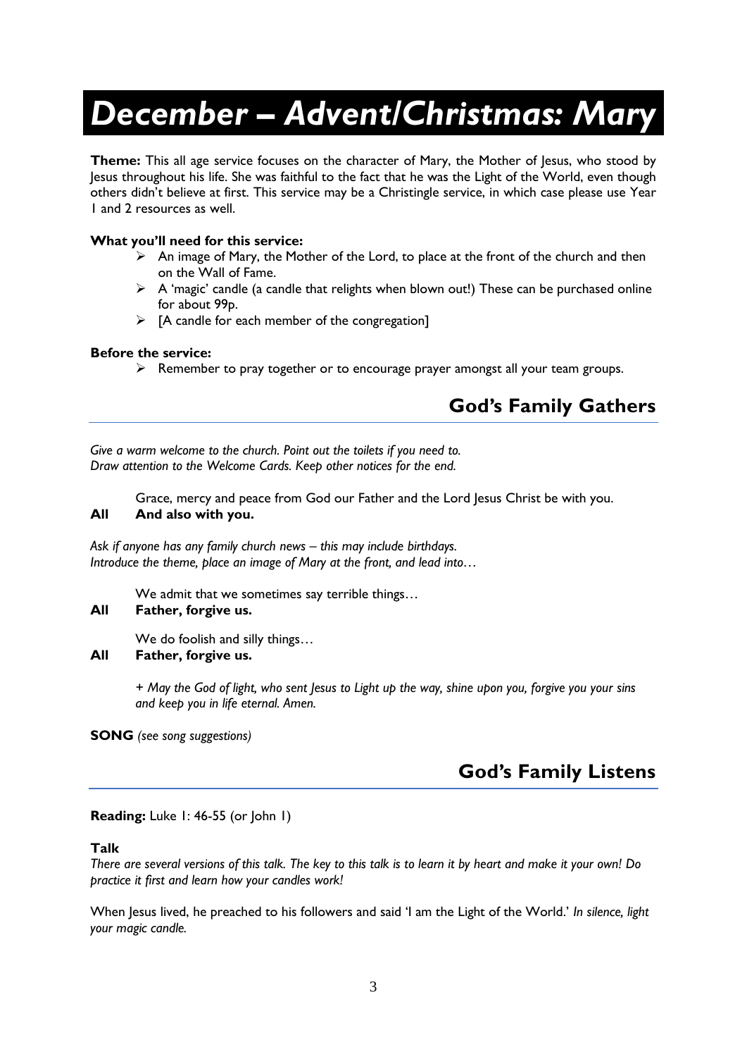# *December – Advent/Christmas: Mary*

**Theme:** This all age service focuses on the character of Mary, the Mother of Jesus, who stood by Jesus throughout his life. She was faithful to the fact that he was the Light of the World, even though others didn't believe at first. This service may be a Christingle service, in which case please use Year 1 and 2 resources as well.

**What you'll need for this service:**

- An image of Mary, the Mother of the Lord, to place at the front of the church and then on the Wall of Fame.
- A 'magic' candle (a candle that relights when blown out!) These can be purchased online for about 99p.
- [A candle for each member of the congregation]

**Before the service:**

- Remember to pray together or to encourage prayer amongst all your team groups.

## God's Family Gathers

*Give a warm welcome to the church. Point out the toilets if you need to.*
*Draw attention to the Welcome Cards. Keep other notices for the end.*

Grace, mercy and peace from God our Father and the Lord Jesus Christ be with you.

**All And also with you.**

*Ask if anyone has any family church news – this may include birthdays.*
*Introduce the theme, place an image of Mary at the front, and lead into…*

We admit that we sometimes say terrible things…

**All Father, forgive us.**

We do foolish and silly things…

**All Father, forgive us.**

*+ May the God of light, who sent Jesus to Light up the way, shine upon you, forgive you your sins and keep you in life eternal. Amen.*

**SONG** *(see song suggestions)*

## God's Family Listens

**Reading:** Luke 1: 46-55 (or John 1)

**Talk**

*There are several versions of this talk. The key to this talk is to learn it by heart and make it your own! Do practice it first and learn how your candles work!*

When Jesus lived, he preached to his followers and said 'I am the Light of the World.' *In silence, light your magic candle.*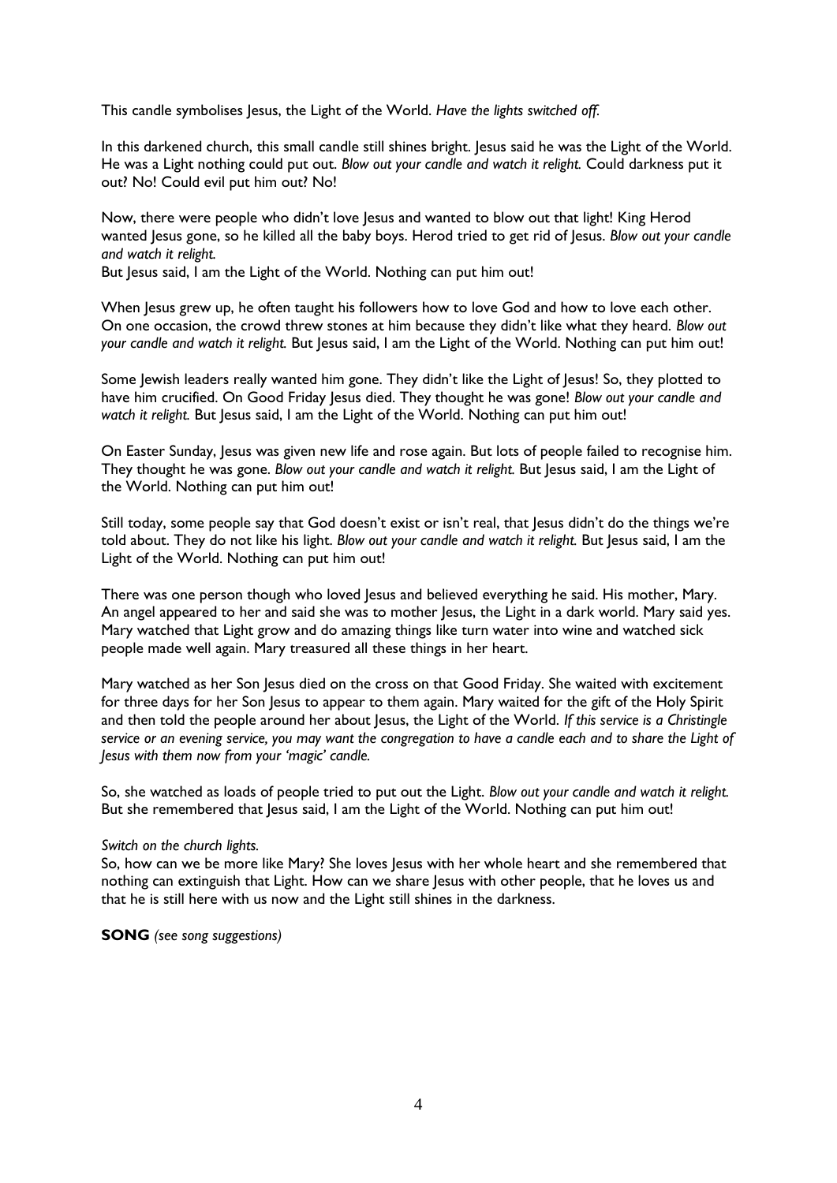This candle symbolises Jesus, the Light of the World. *Have the lights switched off.*

In this darkened church, this small candle still shines bright. Jesus said he was the Light of the World. He was a Light nothing could put out. *Blow out your candle and watch it relight.* Could darkness put it out? No! Could evil put him out? No!

Now, there were people who didn't love Jesus and wanted to blow out that light! King Herod wanted Jesus gone, so he killed all the baby boys. Herod tried to get rid of Jesus. *Blow out your candle and watch it relight.*
But Jesus said, I am the Light of the World. Nothing can put him out!

When Jesus grew up, he often taught his followers how to love God and how to love each other. On one occasion, the crowd threw stones at him because they didn't like what they heard. *Blow out your candle and watch it relight.* But Jesus said, I am the Light of the World. Nothing can put him out!

Some Jewish leaders really wanted him gone. They didn't like the Light of Jesus! So, they plotted to have him crucified. On Good Friday Jesus died. They thought he was gone! *Blow out your candle and watch it relight.* But Jesus said, I am the Light of the World. Nothing can put him out!

On Easter Sunday, Jesus was given new life and rose again. But lots of people failed to recognise him. They thought he was gone. *Blow out your candle and watch it relight.* But Jesus said, I am the Light of the World. Nothing can put him out!

Still today, some people say that God doesn't exist or isn't real, that Jesus didn't do the things we're told about. They do not like his light. *Blow out your candle and watch it relight.* But Jesus said, I am the Light of the World. Nothing can put him out!

There was one person though who loved Jesus and believed everything he said. His mother, Mary. An angel appeared to her and said she was to mother Jesus, the Light in a dark world. Mary said yes. Mary watched that Light grow and do amazing things like turn water into wine and watched sick people made well again. Mary treasured all these things in her heart.

Mary watched as her Son Jesus died on the cross on that Good Friday. She waited with excitement for three days for her Son Jesus to appear to them again. Mary waited for the gift of the Holy Spirit and then told the people around her about Jesus, the Light of the World. *If this service is a Christingle service or an evening service, you may want the congregation to have a candle each and to share the Light of Jesus with them now from your 'magic' candle.*

So, she watched as loads of people tried to put out the Light. *Blow out your candle and watch it relight.* But she remembered that Jesus said, I am the Light of the World. Nothing can put him out!

*Switch on the church lights.*
So, how can we be more like Mary? She loves Jesus with her whole heart and she remembered that nothing can extinguish that Light. How can we share Jesus with other people, that he loves us and that he is still here with us now and the Light still shines in the darkness.

**SONG** *(see song suggestions)*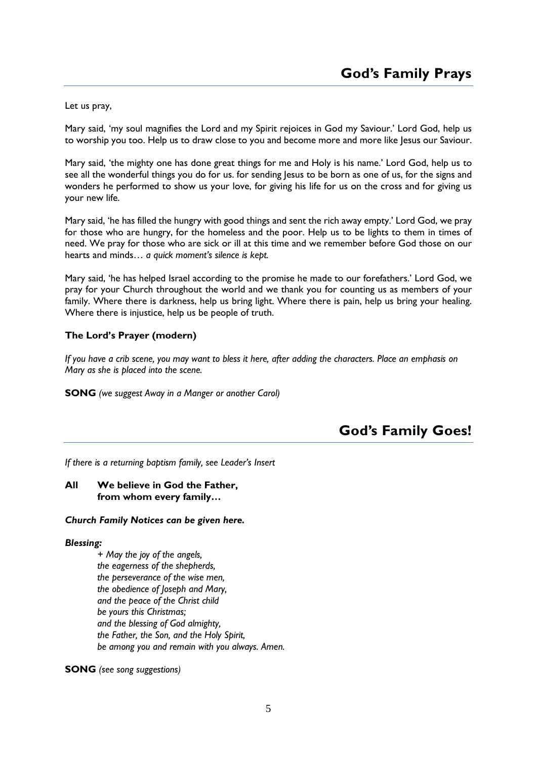## God's Family Prays

Let us pray,

Mary said, 'my soul magnifies the Lord and my Spirit rejoices in God my Saviour.' Lord God, help us to worship you too. Help us to draw close to you and become more and more like Jesus our Saviour.

Mary said, 'the mighty one has done great things for me and Holy is his name.' Lord God, help us to see all the wonderful things you do for us. for sending Jesus to be born as one of us, for the signs and wonders he performed to show us your love, for giving his life for us on the cross and for giving us your new life.

Mary said, 'he has filled the hungry with good things and sent the rich away empty.' Lord God, we pray for those who are hungry, for the homeless and the poor. Help us to be lights to them in times of need. We pray for those who are sick or ill at this time and we remember before God those on our hearts and minds… *a quick moment's silence is kept.*

Mary said, 'he has helped Israel according to the promise he made to our forefathers.' Lord God, we pray for your Church throughout the world and we thank you for counting us as members of your family. Where there is darkness, help us bring light. Where there is pain, help us bring your healing. Where there is injustice, help us be people of truth.

**The Lord's Prayer (modern)**

*If you have a crib scene, you may want to bless it here, after adding the characters. Place an emphasis on Mary as she is placed into the scene.*

**SONG** *(we suggest Away in a Manger or another Carol)*

## God's Family Goes!

*If there is a returning baptism family, see Leader's Insert*

**All We believe in God the Father,**
**from whom every family…**

***Church Family Notices can be given here.***

***Blessing:***

*+ May the joy of the angels,*
*the eagerness of the shepherds,*
*the perseverance of the wise men,*
*the obedience of Joseph and Mary,*
*and the peace of the Christ child*
*be yours this Christmas;*
*and the blessing of God almighty,*
*the Father, the Son, and the Holy Spirit,*
*be among you and remain with you always. Amen.*

**SONG** *(see song suggestions)*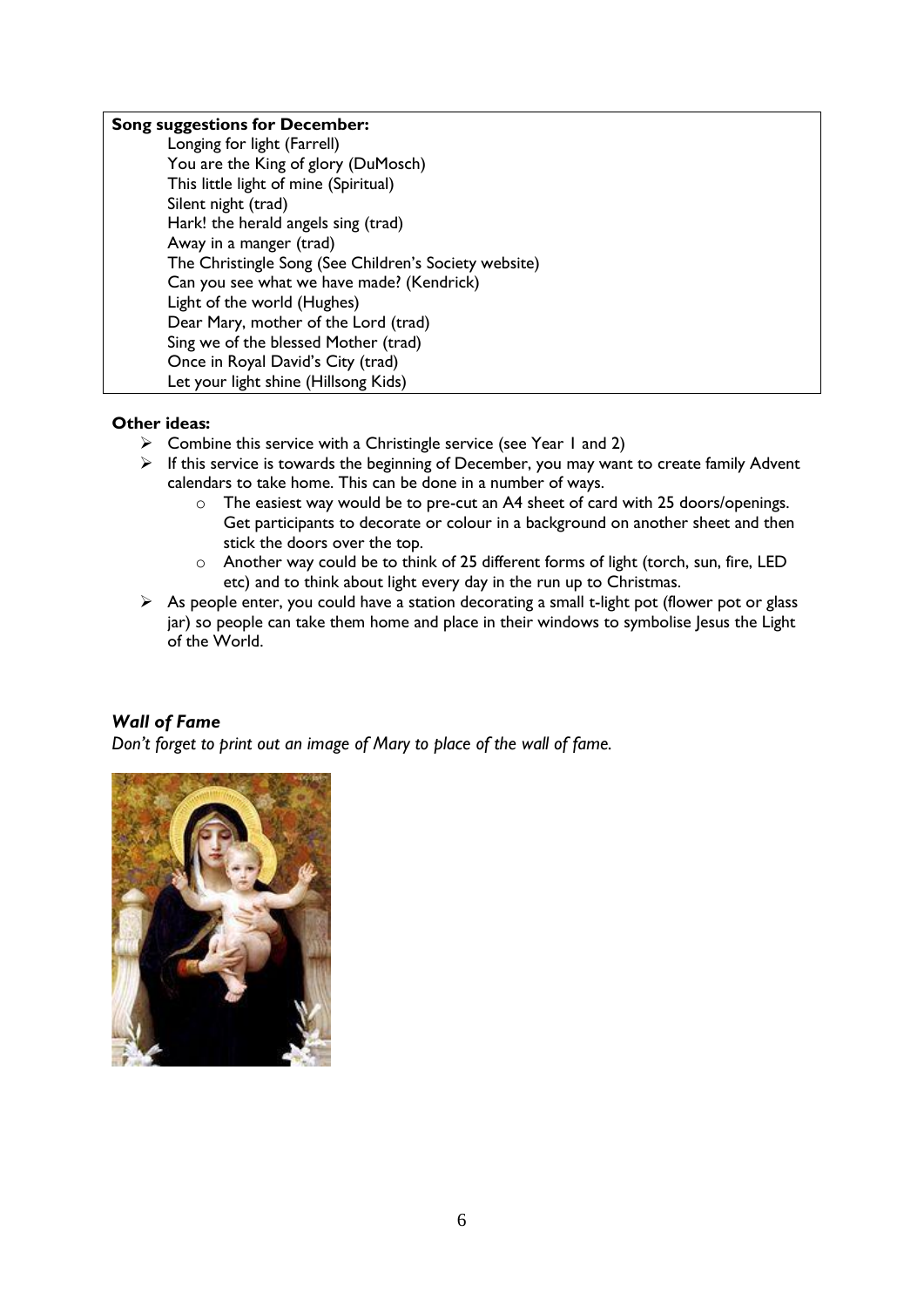**Song suggestions for December:**

Longing for light (Farrell)
You are the King of glory (DuMosch)
This little light of mine (Spiritual)
Silent night (trad)
Hark! the herald angels sing (trad)
Away in a manger (trad)
The Christingle Song (See Children's Society website)
Can you see what we have made? (Kendrick)
Light of the world (Hughes)
Dear Mary, mother of the Lord (trad)
Sing we of the blessed Mother (trad)
Once in Royal David's City (trad)
Let your light shine (Hillsong Kids)

**Other ideas:**

- Combine this service with a Christingle service (see Year 1 and 2)
- If this service is towards the beginning of December, you may want to create family Advent calendars to take home. This can be done in a number of ways.
  - The easiest way would be to pre-cut an A4 sheet of card with 25 doors/openings. Get participants to decorate or colour in a background on another sheet and then stick the doors over the top.
  - Another way could be to think of 25 different forms of light (torch, sun, fire, LED etc) and to think about light every day in the run up to Christmas.
- As people enter, you could have a station decorating a small t-light pot (flower pot or glass jar) so people can take them home and place in their windows to symbolise Jesus the Light of the World.

***Wall of Fame***

*Don't forget to print out an image of Mary to place of the wall of fame.*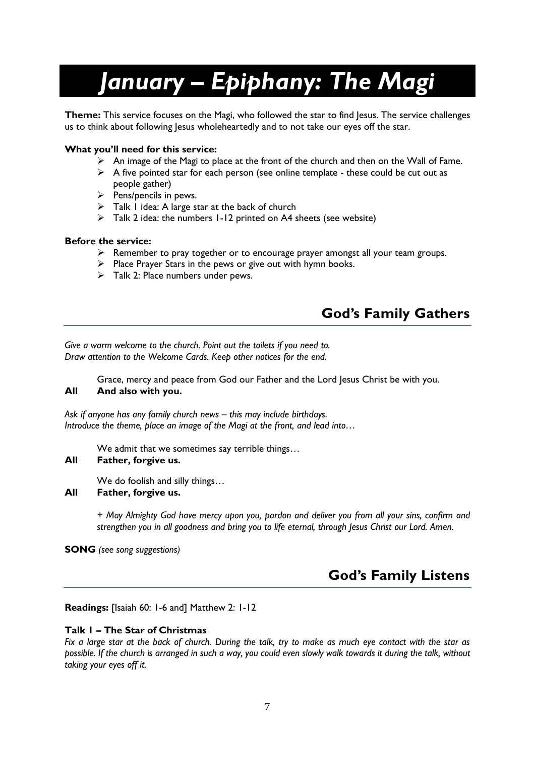# January – Epiphany: The Magi

**Theme:** This service focuses on the Magi, who followed the star to find Jesus. The service challenges us to think about following Jesus wholeheartedly and to not take our eyes off the star.

**What you'll need for this service:**

- An image of the Magi to place at the front of the church and then on the Wall of Fame.
- A five pointed star for each person (see online template - these could be cut out as people gather)
- Pens/pencils in pews.
- Talk 1 idea: A large star at the back of church
- Talk 2 idea: the numbers 1-12 printed on A4 sheets (see website)

**Before the service:**

- Remember to pray together or to encourage prayer amongst all your team groups.
- Place Prayer Stars in the pews or give out with hymn books.
- Talk 2: Place numbers under pews.

## God's Family Gathers

*Give a warm welcome to the church. Point out the toilets if you need to.*
*Draw attention to the Welcome Cards. Keep other notices for the end.*

Grace, mercy and peace from God our Father and the Lord Jesus Christ be with you.
**All And also with you.**

*Ask if anyone has any family church news – this may include birthdays.*
*Introduce the theme, place an image of the Magi at the front, and lead into…*

We admit that we sometimes say terrible things…
**All Father, forgive us.**

We do foolish and silly things…
**All Father, forgive us.**

*+ May Almighty God have mercy upon you, pardon and deliver you from all your sins, confirm and strengthen you in all goodness and bring you to life eternal, through Jesus Christ our Lord. Amen.*

**SONG** *(see song suggestions)*

## God's Family Listens

**Readings:** [Isaiah 60: 1-6 and] Matthew 2: 1-12

**Talk 1 – The Star of Christmas**
*Fix a large star at the back of church. During the talk, try to make as much eye contact with the star as possible. If the church is arranged in such a way, you could even slowly walk towards it during the talk, without taking your eyes off it.*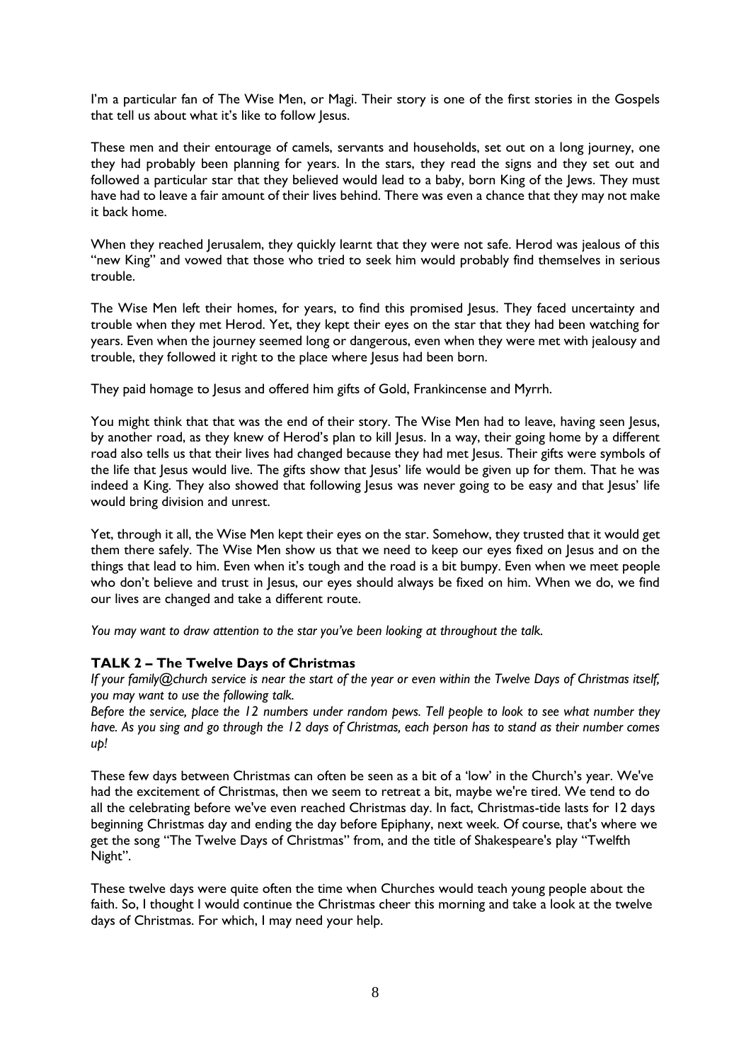I'm a particular fan of The Wise Men, or Magi. Their story is one of the first stories in the Gospels that tell us about what it's like to follow Jesus.

These men and their entourage of camels, servants and households, set out on a long journey, one they had probably been planning for years. In the stars, they read the signs and they set out and followed a particular star that they believed would lead to a baby, born King of the Jews. They must have had to leave a fair amount of their lives behind. There was even a chance that they may not make it back home.

When they reached Jerusalem, they quickly learnt that they were not safe. Herod was jealous of this "new King" and vowed that those who tried to seek him would probably find themselves in serious trouble.

The Wise Men left their homes, for years, to find this promised Jesus. They faced uncertainty and trouble when they met Herod. Yet, they kept their eyes on the star that they had been watching for years. Even when the journey seemed long or dangerous, even when they were met with jealousy and trouble, they followed it right to the place where Jesus had been born.

They paid homage to Jesus and offered him gifts of Gold, Frankincense and Myrrh.

You might think that that was the end of their story. The Wise Men had to leave, having seen Jesus, by another road, as they knew of Herod's plan to kill Jesus. In a way, their going home by a different road also tells us that their lives had changed because they had met Jesus. Their gifts were symbols of the life that Jesus would live. The gifts show that Jesus' life would be given up for them. That he was indeed a King. They also showed that following Jesus was never going to be easy and that Jesus' life would bring division and unrest.

Yet, through it all, the Wise Men kept their eyes on the star. Somehow, they trusted that it would get them there safely. The Wise Men show us that we need to keep our eyes fixed on Jesus and on the things that lead to him. Even when it's tough and the road is a bit bumpy. Even when we meet people who don't believe and trust in Jesus, our eyes should always be fixed on him. When we do, we find our lives are changed and take a different route.

*You may want to draw attention to the star you've been looking at throughout the talk.*

### TALK 2 – The Twelve Days of Christmas

*If your family@church service is near the start of the year or even within the Twelve Days of Christmas itself, you may want to use the following talk.*

*Before the service, place the 12 numbers under random pews. Tell people to look to see what number they have. As you sing and go through the 12 days of Christmas, each person has to stand as their number comes up!*

These few days between Christmas can often be seen as a bit of a 'low' in the Church's year. We've had the excitement of Christmas, then we seem to retreat a bit, maybe we're tired. We tend to do all the celebrating before we've even reached Christmas day. In fact, Christmas-tide lasts for 12 days beginning Christmas day and ending the day before Epiphany, next week. Of course, that's where we get the song "The Twelve Days of Christmas" from, and the title of Shakespeare's play "Twelfth Night".

These twelve days were quite often the time when Churches would teach young people about the faith. So, I thought I would continue the Christmas cheer this morning and take a look at the twelve days of Christmas. For which, I may need your help.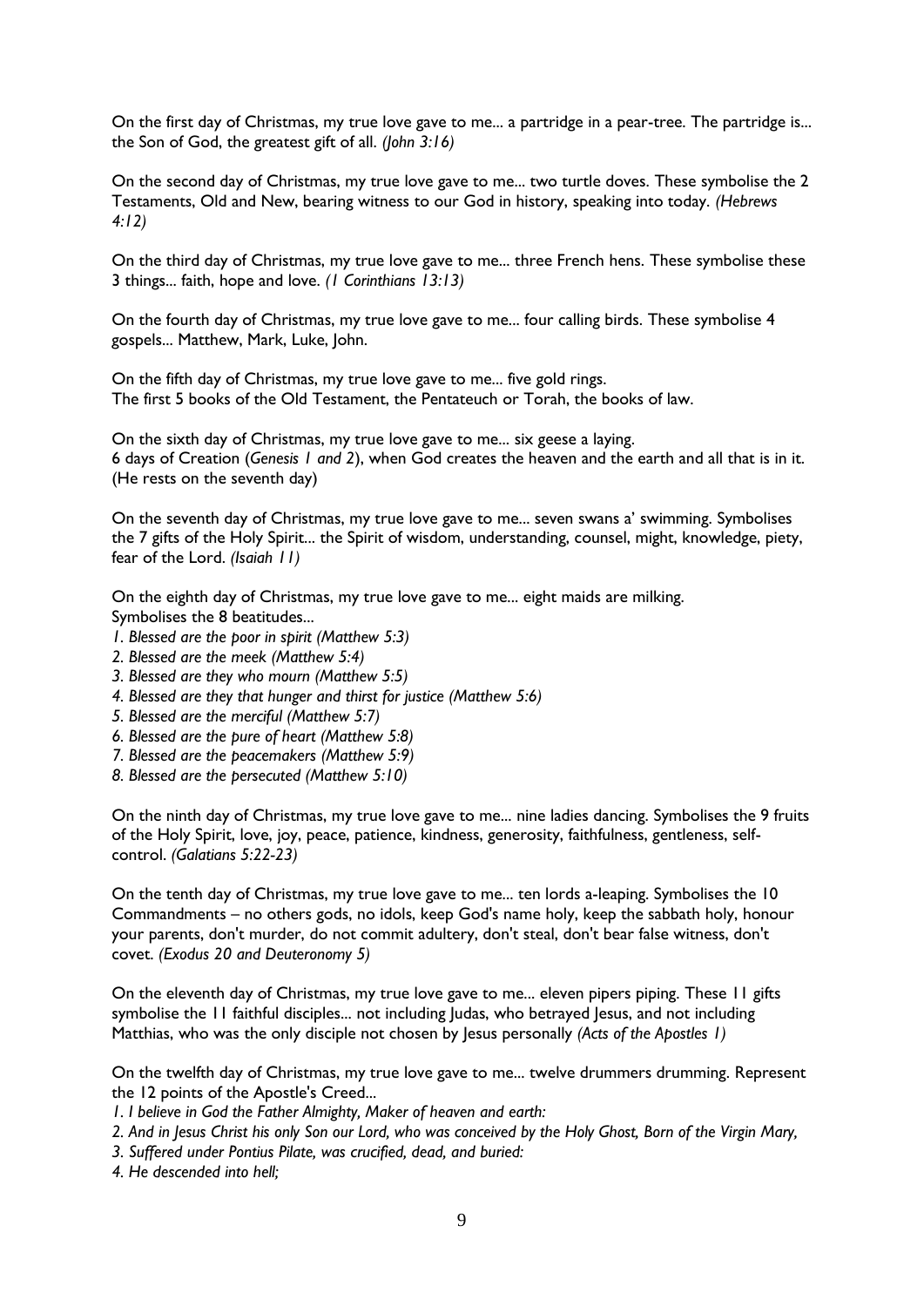On the first day of Christmas, my true love gave to me... a partridge in a pear-tree. The partridge is... the Son of God, the greatest gift of all. *(John 3:16)*

On the second day of Christmas, my true love gave to me... two turtle doves. These symbolise the 2 Testaments, Old and New, bearing witness to our God in history, speaking into today. *(Hebrews 4:12)*

On the third day of Christmas, my true love gave to me... three French hens. These symbolise these 3 things... faith, hope and love. *(1 Corinthians 13:13)*

On the fourth day of Christmas, my true love gave to me... four calling birds. These symbolise 4 gospels... Matthew, Mark, Luke, John.

On the fifth day of Christmas, my true love gave to me... five gold rings.
The first 5 books of the Old Testament, the Pentateuch or Torah, the books of law.

On the sixth day of Christmas, my true love gave to me... six geese a laying.
6 days of Creation (*Genesis 1 and 2*), when God creates the heaven and the earth and all that is in it. (He rests on the seventh day)

On the seventh day of Christmas, my true love gave to me... seven swans a' swimming. Symbolises the 7 gifts of the Holy Spirit... the Spirit of wisdom, understanding, counsel, might, knowledge, piety, fear of the Lord. *(Isaiah 11)*

On the eighth day of Christmas, my true love gave to me... eight maids are milking.
Symbolises the 8 beatitudes...

*1. Blessed are the poor in spirit (Matthew 5:3)*
*2. Blessed are the meek (Matthew 5:4)*
*3. Blessed are they who mourn (Matthew 5:5)*
*4. Blessed are they that hunger and thirst for justice (Matthew 5:6)*
*5. Blessed are the merciful (Matthew 5:7)*
*6. Blessed are the pure of heart (Matthew 5:8)*
*7. Blessed are the peacemakers (Matthew 5:9)*
*8. Blessed are the persecuted (Matthew 5:10)*

On the ninth day of Christmas, my true love gave to me... nine ladies dancing. Symbolises the 9 fruits of the Holy Spirit, love, joy, peace, patience, kindness, generosity, faithfulness, gentleness, self-control. *(Galatians 5:22-23)*

On the tenth day of Christmas, my true love gave to me... ten lords a-leaping. Symbolises the 10 Commandments – no others gods, no idols, keep God's name holy, keep the sabbath holy, honour your parents, don't murder, do not commit adultery, don't steal, don't bear false witness, don't covet. *(Exodus 20 and Deuteronomy 5)*

On the eleventh day of Christmas, my true love gave to me... eleven pipers piping. These 11 gifts symbolise the 11 faithful disciples... not including Judas, who betrayed Jesus, and not including Matthias, who was the only disciple not chosen by Jesus personally *(Acts of the Apostles 1)*

On the twelfth day of Christmas, my true love gave to me... twelve drummers drumming. Represent the 12 points of the Apostle's Creed...

*1. I believe in God the Father Almighty, Maker of heaven and earth:*
*2. And in Jesus Christ his only Son our Lord, who was conceived by the Holy Ghost, Born of the Virgin Mary,*
*3. Suffered under Pontius Pilate, was crucified, dead, and buried:*
*4. He descended into hell;*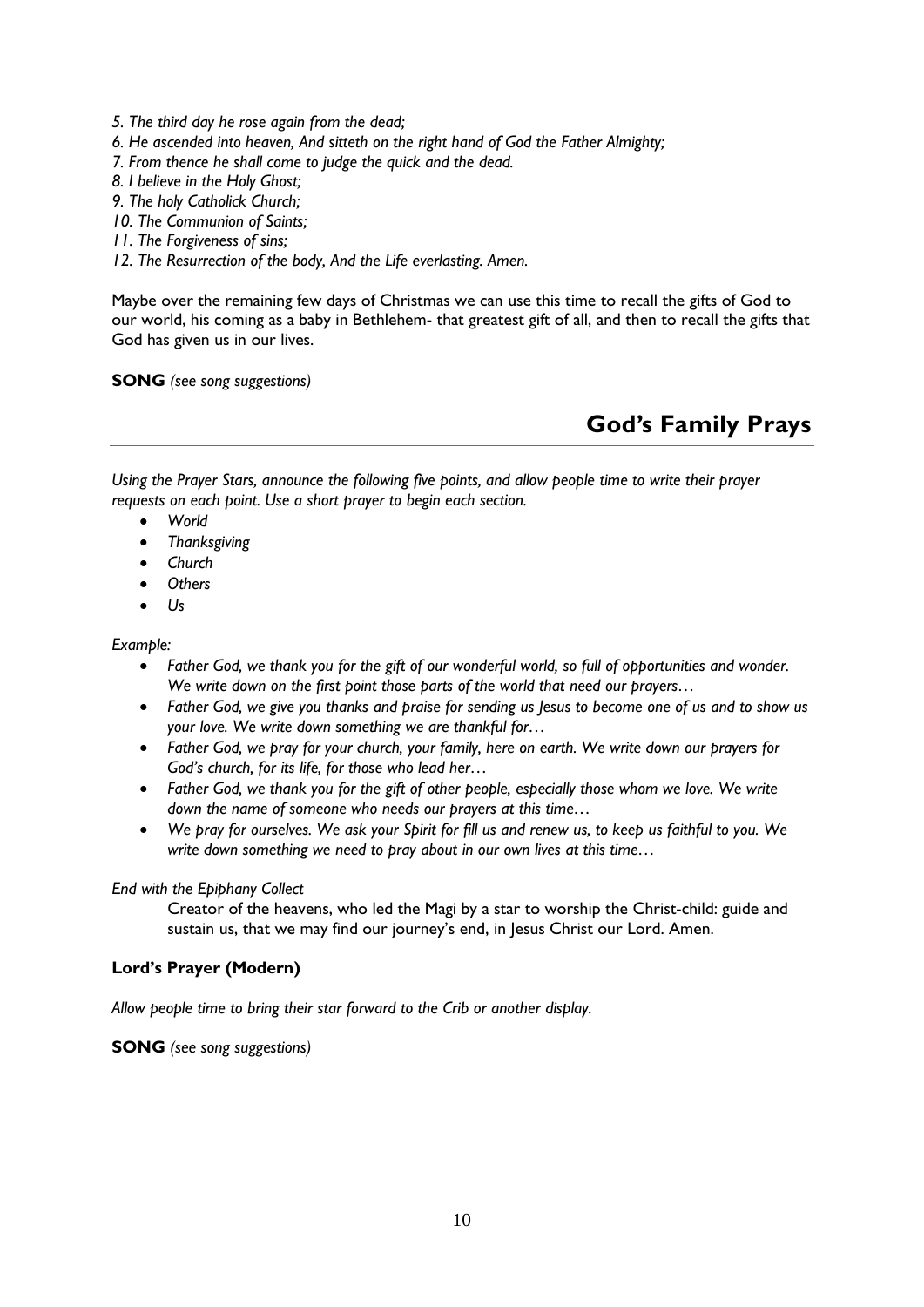*5. The third day he rose again from the dead;*
*6. He ascended into heaven, And sitteth on the right hand of God the Father Almighty;*
*7. From thence he shall come to judge the quick and the dead.*
*8. I believe in the Holy Ghost;*
*9. The holy Catholick Church;*
*10. The Communion of Saints;*
*11. The Forgiveness of sins;*
*12. The Resurrection of the body, And the Life everlasting. Amen.*

Maybe over the remaining few days of Christmas we can use this time to recall the gifts of God to our world, his coming as a baby in Bethlehem- that greatest gift of all, and then to recall the gifts that God has given us in our lives.

**SONG** *(see song suggestions)*

## God's Family Prays

*Using the Prayer Stars, announce the following five points, and allow people time to write their prayer requests on each point. Use a short prayer to begin each section.*

- *World*
- *Thanksgiving*
- *Church*
- *Others*
- *Us*

*Example:*

- *Father God, we thank you for the gift of our wonderful world, so full of opportunities and wonder. We write down on the first point those parts of the world that need our prayers…*
- *Father God, we give you thanks and praise for sending us Jesus to become one of us and to show us your love. We write down something we are thankful for…*
- *Father God, we pray for your church, your family, here on earth. We write down our prayers for God's church, for its life, for those who lead her…*
- *Father God, we thank you for the gift of other people, especially those whom we love. We write down the name of someone who needs our prayers at this time…*
- *We pray for ourselves. We ask your Spirit for fill us and renew us, to keep us faithful to you. We write down something we need to pray about in our own lives at this time…*

*End with the Epiphany Collect*

Creator of the heavens, who led the Magi by a star to worship the Christ-child: guide and sustain us, that we may find our journey's end, in Jesus Christ our Lord. Amen.

**Lord's Prayer (Modern)**

*Allow people time to bring their star forward to the Crib or another display.*

**SONG** *(see song suggestions)*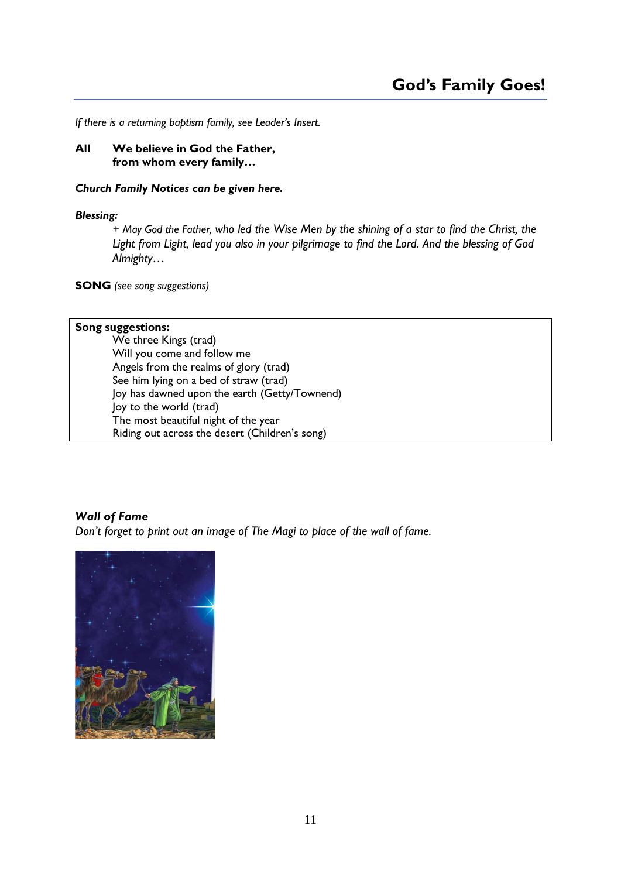## God's Family Goes!

*If there is a returning baptism family, see Leader's Insert.*

**All We believe in God the Father,**
**from whom every family…**

***Church Family Notices can be given here.***

***Blessing:***

*+ May God the Father, who led the Wise Men by the shining of a star to find the Christ, the Light from Light, lead you also in your pilgrimage to find the Lord. And the blessing of God Almighty…*

**SONG** *(see song suggestions)*

**Song suggestions:**

- We three Kings (trad)
- Will you come and follow me
- Angels from the realms of glory (trad)
- See him lying on a bed of straw (trad)
- Joy has dawned upon the earth (Getty/Townend)
- Joy to the world (trad)
- The most beautiful night of the year
- Riding out across the desert (Children's song)

***Wall of Fame***

*Don't forget to print out an image of The Magi to place of the wall of fame.*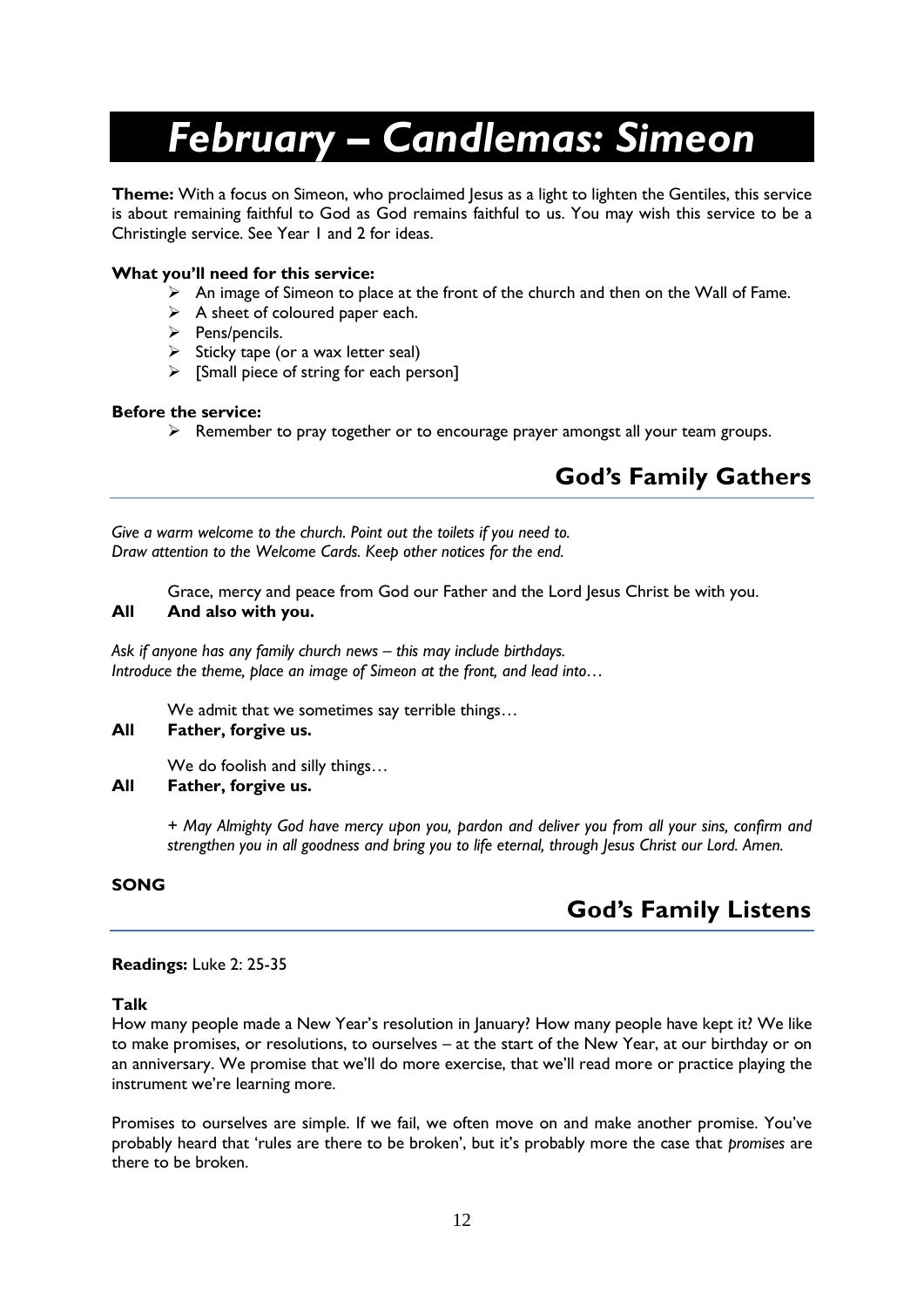# February – Candlemas: Simeon

**Theme:** With a focus on Simeon, who proclaimed Jesus as a light to lighten the Gentiles, this service is about remaining faithful to God as God remains faithful to us. You may wish this service to be a Christingle service. See Year 1 and 2 for ideas.

**What you'll need for this service:**

- An image of Simeon to place at the front of the church and then on the Wall of Fame.
- A sheet of coloured paper each.
- Pens/pencils.
- Sticky tape (or a wax letter seal)
- [Small piece of string for each person]

**Before the service:**

- Remember to pray together or to encourage prayer amongst all your team groups.

## God's Family Gathers

*Give a warm welcome to the church. Point out the toilets if you need to.*
*Draw attention to the Welcome Cards. Keep other notices for the end.*

Grace, mercy and peace from God our Father and the Lord Jesus Christ be with you.

**All And also with you.**

*Ask if anyone has any family church news – this may include birthdays.*
*Introduce the theme, place an image of Simeon at the front, and lead into…*

We admit that we sometimes say terrible things…

**All Father, forgive us.**

We do foolish and silly things…

**All Father, forgive us.**

*+ May Almighty God have mercy upon you, pardon and deliver you from all your sins, confirm and strengthen you in all goodness and bring you to life eternal, through Jesus Christ our Lord. Amen.*

**SONG**

## God's Family Listens

**Readings:** Luke 2: 25-35

**Talk**

How many people made a New Year's resolution in January? How many people have kept it? We like to make promises, or resolutions, to ourselves – at the start of the New Year, at our birthday or on an anniversary. We promise that we'll do more exercise, that we'll read more or practice playing the instrument we're learning more.

Promises to ourselves are simple. If we fail, we often move on and make another promise. You've probably heard that 'rules are there to be broken', but it's probably more the case that *promises* are there to be broken.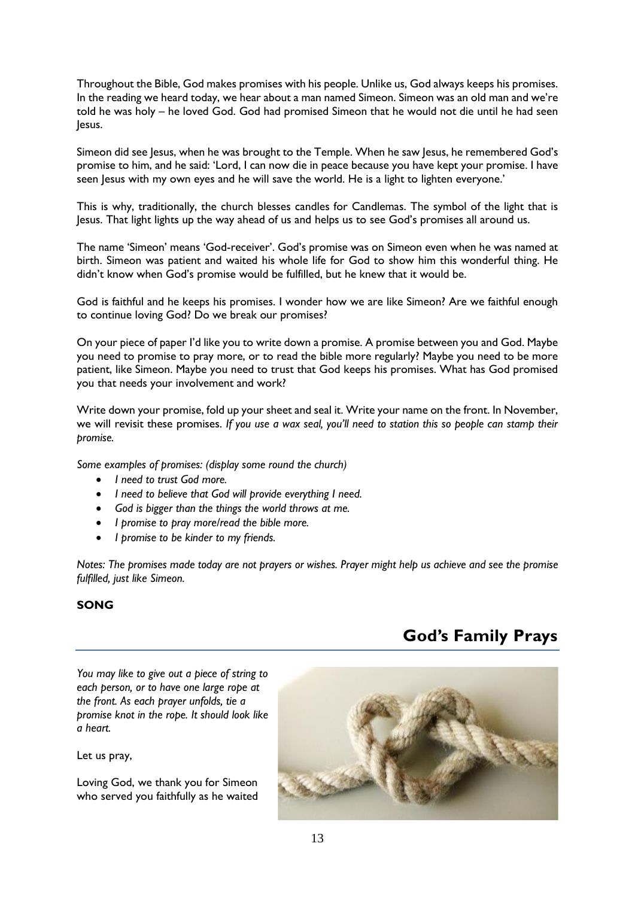Throughout the Bible, God makes promises with his people. Unlike us, God always keeps his promises. In the reading we heard today, we hear about a man named Simeon. Simeon was an old man and we're told he was holy – he loved God. God had promised Simeon that he would not die until he had seen Jesus.

Simeon did see Jesus, when he was brought to the Temple. When he saw Jesus, he remembered God's promise to him, and he said: 'Lord, I can now die in peace because you have kept your promise. I have seen Jesus with my own eyes and he will save the world. He is a light to lighten everyone.'

This is why, traditionally, the church blesses candles for Candlemas. The symbol of the light that is Jesus. That light lights up the way ahead of us and helps us to see God's promises all around us.

The name 'Simeon' means 'God-receiver'. God's promise was on Simeon even when he was named at birth. Simeon was patient and waited his whole life for God to show him this wonderful thing. He didn't know when God's promise would be fulfilled, but he knew that it would be.

God is faithful and he keeps his promises. I wonder how we are like Simeon? Are we faithful enough to continue loving God? Do we break our promises?

On your piece of paper I'd like you to write down a promise. A promise between you and God. Maybe you need to promise to pray more, or to read the bible more regularly? Maybe you need to be more patient, like Simeon. Maybe you need to trust that God keeps his promises. What has God promised you that needs your involvement and work?

Write down your promise, fold up your sheet and seal it. Write your name on the front. In November, we will revisit these promises. *If you use a wax seal, you'll need to station this so people can stamp their promise.*

*Some examples of promises: (display some round the church)*

- *I need to trust God more.*
- *I need to believe that God will provide everything I need.*
- *God is bigger than the things the world throws at me.*
- *I promise to pray more/read the bible more.*
- *I promise to be kinder to my friends.*

*Notes: The promises made today are not prayers or wishes. Prayer might help us achieve and see the promise fulfilled, just like Simeon.*

**SONG**

## God's Family Prays

*You may like to give out a piece of string to each person, or to have one large rope at the front. As each prayer unfolds, tie a promise knot in the rope. It should look like a heart.*

Let us pray,

Loving God, we thank you for Simeon who served you faithfully as he waited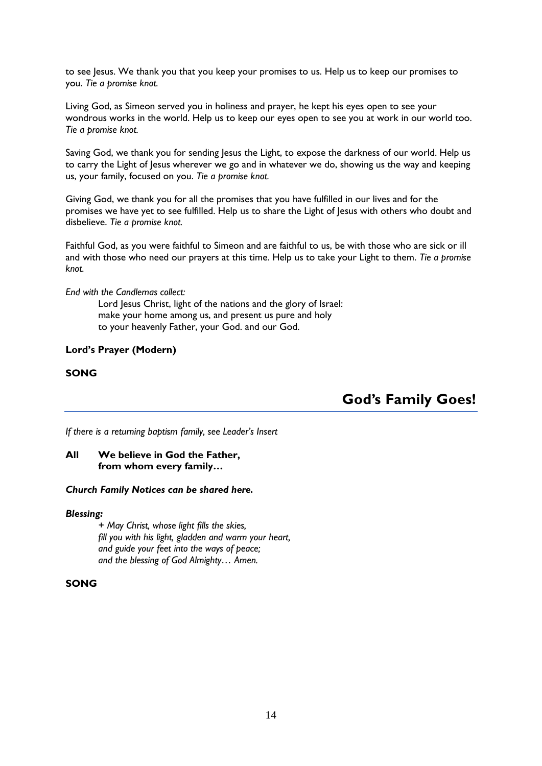to see Jesus. We thank you that you keep your promises to us. Help us to keep our promises to you. *Tie a promise knot.*

Living God, as Simeon served you in holiness and prayer, he kept his eyes open to see your wondrous works in the world. Help us to keep our eyes open to see you at work in our world too. *Tie a promise knot.*

Saving God, we thank you for sending Jesus the Light, to expose the darkness of our world. Help us to carry the Light of Jesus wherever we go and in whatever we do, showing us the way and keeping us, your family, focused on you. *Tie a promise knot.*

Giving God, we thank you for all the promises that you have fulfilled in our lives and for the promises we have yet to see fulfilled. Help us to share the Light of Jesus with others who doubt and disbelieve. *Tie a promise knot.*

Faithful God, as you were faithful to Simeon and are faithful to us, be with those who are sick or ill and with those who need our prayers at this time. Help us to take your Light to them. *Tie a promise knot.*

*End with the Candlemas collect:*

> Lord Jesus Christ, light of the nations and the glory of Israel:
> make your home among us, and present us pure and holy
> to your heavenly Father, your God. and our God.

**Lord's Prayer (Modern)**

**SONG**

## God's Family Goes!

*If there is a returning baptism family, see Leader's Insert*

**All We believe in God the Father,
from whom every family…**

***Church Family Notices can be shared here.***

***Blessing:***

> *+ May Christ, whose light fills the skies,*
> *fill you with his light, gladden and warm your heart,*
> *and guide your feet into the ways of peace;*
> *and the blessing of God Almighty… Amen.*

**SONG**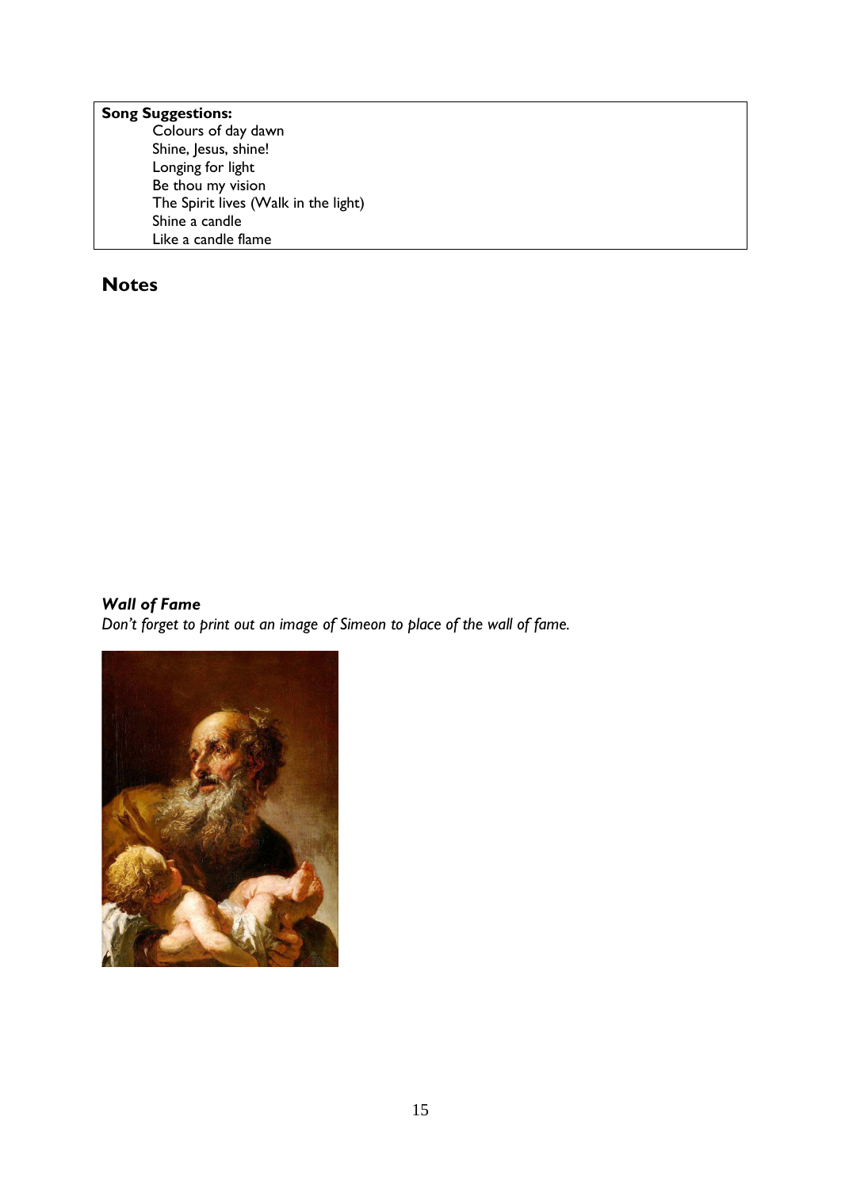**Song Suggestions:**

- Colours of day dawn
- Shine, Jesus, shine!
- Longing for light
- Be thou my vision
- The Spirit lives (Walk in the light)
- Shine a candle
- Like a candle flame

## Notes

***Wall of Fame***

*Don't forget to print out an image of Simeon to place of the wall of fame.*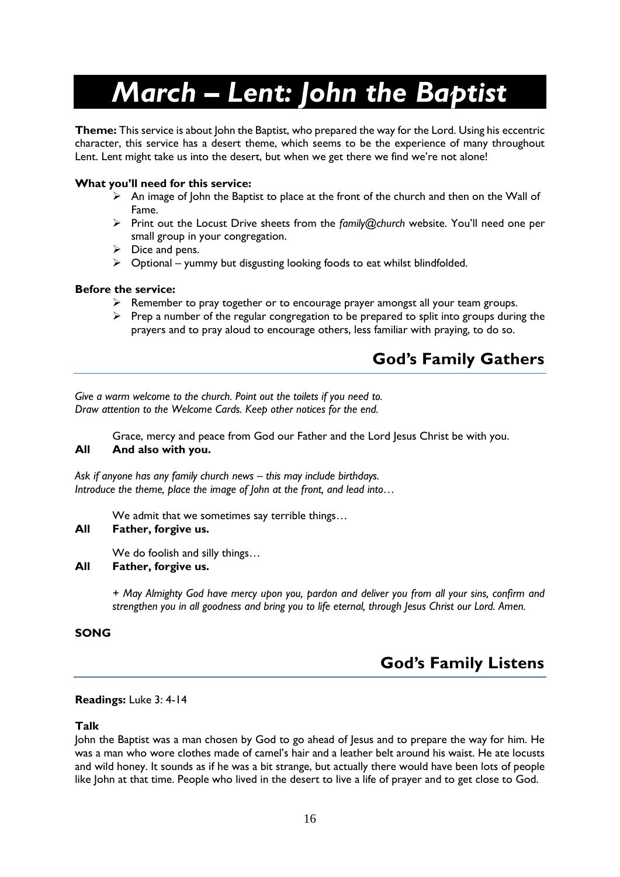# *March – Lent: John the Baptist*

**Theme:** This service is about John the Baptist, who prepared the way for the Lord. Using his eccentric character, this service has a desert theme, which seems to be the experience of many throughout Lent. Lent might take us into the desert, but when we get there we find we're not alone!

**What you'll need for this service:**

- An image of John the Baptist to place at the front of the church and then on the Wall of Fame.
- Print out the Locust Drive sheets from the *family@church* website. You'll need one per small group in your congregation.
- Dice and pens.
- Optional – yummy but disgusting looking foods to eat whilst blindfolded.

**Before the service:**

- Remember to pray together or to encourage prayer amongst all your team groups.
- Prep a number of the regular congregation to be prepared to split into groups during the prayers and to pray aloud to encourage others, less familiar with praying, to do so.

## God's Family Gathers

*Give a warm welcome to the church. Point out the toilets if you need to.*
*Draw attention to the Welcome Cards. Keep other notices for the end.*

Grace, mercy and peace from God our Father and the Lord Jesus Christ be with you.
**All And also with you.**

*Ask if anyone has any family church news – this may include birthdays.*
*Introduce the theme, place the image of John at the front, and lead into…*

We admit that we sometimes say terrible things…
**All Father, forgive us.**

We do foolish and silly things…
**All Father, forgive us.**

*+ May Almighty God have mercy upon you, pardon and deliver you from all your sins, confirm and strengthen you in all goodness and bring you to life eternal, through Jesus Christ our Lord. Amen.*

**SONG**

## God's Family Listens

**Readings:** Luke 3: 4-14

**Talk**

John the Baptist was a man chosen by God to go ahead of Jesus and to prepare the way for him. He was a man who wore clothes made of camel's hair and a leather belt around his waist. He ate locusts and wild honey. It sounds as if he was a bit strange, but actually there would have been lots of people like John at that time. People who lived in the desert to live a life of prayer and to get close to God.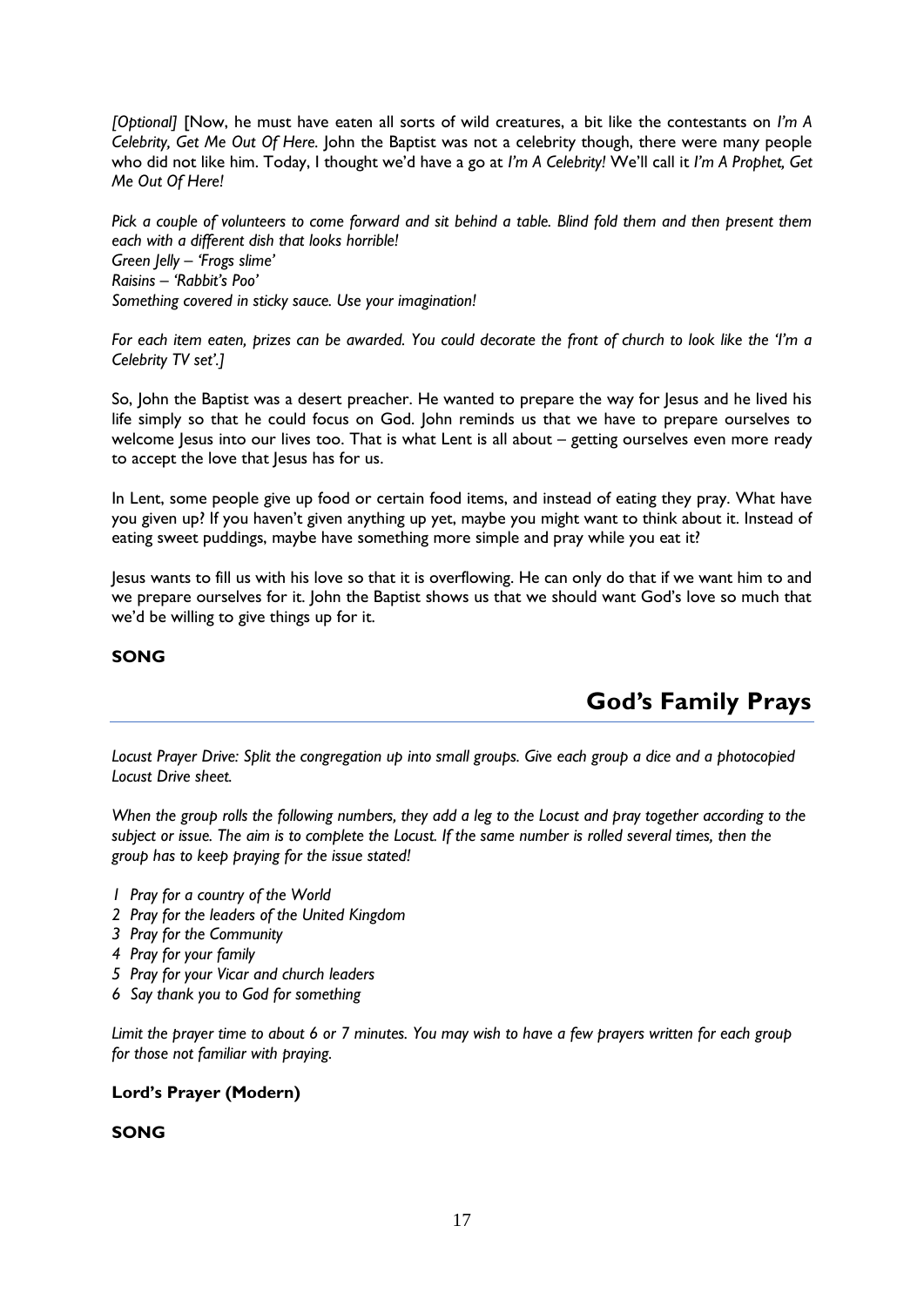*[Optional]* [Now, he must have eaten all sorts of wild creatures, a bit like the contestants on *I'm A Celebrity, Get Me Out Of Here.* John the Baptist was not a celebrity though, there were many people who did not like him. Today, I thought we'd have a go at *I'm A Celebrity!* We'll call it *I'm A Prophet, Get Me Out Of Here!*

*Pick a couple of volunteers to come forward and sit behind a table. Blind fold them and then present them each with a different dish that looks horrible!*
*Green Jelly – 'Frogs slime'*
*Raisins – 'Rabbit's Poo'*
*Something covered in sticky sauce. Use your imagination!*

*For each item eaten, prizes can be awarded. You could decorate the front of church to look like the 'I'm a Celebrity TV set'.]*

So, John the Baptist was a desert preacher. He wanted to prepare the way for Jesus and he lived his life simply so that he could focus on God. John reminds us that we have to prepare ourselves to welcome Jesus into our lives too. That is what Lent is all about – getting ourselves even more ready to accept the love that Jesus has for us.

In Lent, some people give up food or certain food items, and instead of eating they pray. What have you given up? If you haven't given anything up yet, maybe you might want to think about it. Instead of eating sweet puddings, maybe have something more simple and pray while you eat it?

Jesus wants to fill us with his love so that it is overflowing. He can only do that if we want him to and we prepare ourselves for it. John the Baptist shows us that we should want God's love so much that we'd be willing to give things up for it.

**SONG**

## God's Family Prays

*Locust Prayer Drive: Split the congregation up into small groups. Give each group a dice and a photocopied Locust Drive sheet.*

*When the group rolls the following numbers, they add a leg to the Locust and pray together according to the subject or issue. The aim is to complete the Locust. If the same number is rolled several times, then the group has to keep praying for the issue stated!*

*1 Pray for a country of the World*
*2 Pray for the leaders of the United Kingdom*
*3 Pray for the Community*
*4 Pray for your family*
*5 Pray for your Vicar and church leaders*
*6 Say thank you to God for something*

*Limit the prayer time to about 6 or 7 minutes. You may wish to have a few prayers written for each group for those not familiar with praying.*

**Lord's Prayer (Modern)**

**SONG**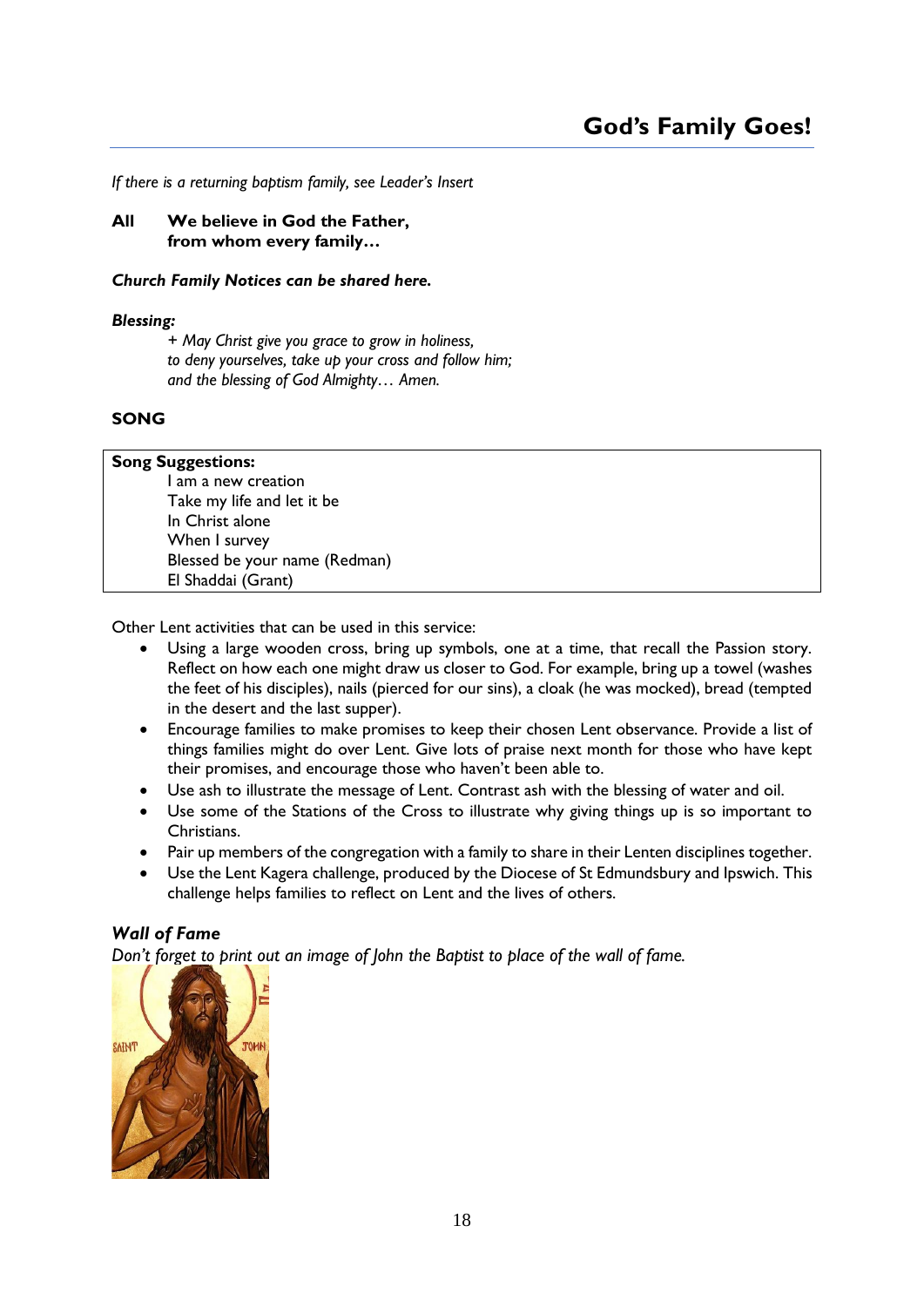*If there is a returning baptism family, see Leader's Insert*

**All** **We believe in God the Father,**
**from whom every family…**

***Church Family Notices can be shared here.***

***Blessing:***

*+ May Christ give you grace to grow in holiness,*
*to deny yourselves, take up your cross and follow him;*
*and the blessing of God Almighty… Amen.*

**SONG**

| **Song Suggestions:** |
|---|
| I am a new creation |
| Take my life and let it be |
| In Christ alone |
| When I survey |
| Blessed be your name (Redman) |
| El Shaddai (Grant) |

Other Lent activities that can be used in this service:

- Using a large wooden cross, bring up symbols, one at a time, that recall the Passion story. Reflect on how each one might draw us closer to God. For example, bring up a towel (washes the feet of his disciples), nails (pierced for our sins), a cloak (he was mocked), bread (tempted in the desert and the last supper).
- Encourage families to make promises to keep their chosen Lent observance. Provide a list of things families might do over Lent. Give lots of praise next month for those who have kept their promises, and encourage those who haven't been able to.
- Use ash to illustrate the message of Lent. Contrast ash with the blessing of water and oil.
- Use some of the Stations of the Cross to illustrate why giving things up is so important to Christians.
- Pair up members of the congregation with a family to share in their Lenten disciplines together.
- Use the Lent Kagera challenge, produced by the Diocese of St Edmundsbury and Ipswich. This challenge helps families to reflect on Lent and the lives of others.

### *Wall of Fame*

*Don't forget to print out an image of John the Baptist to place of the wall of fame.*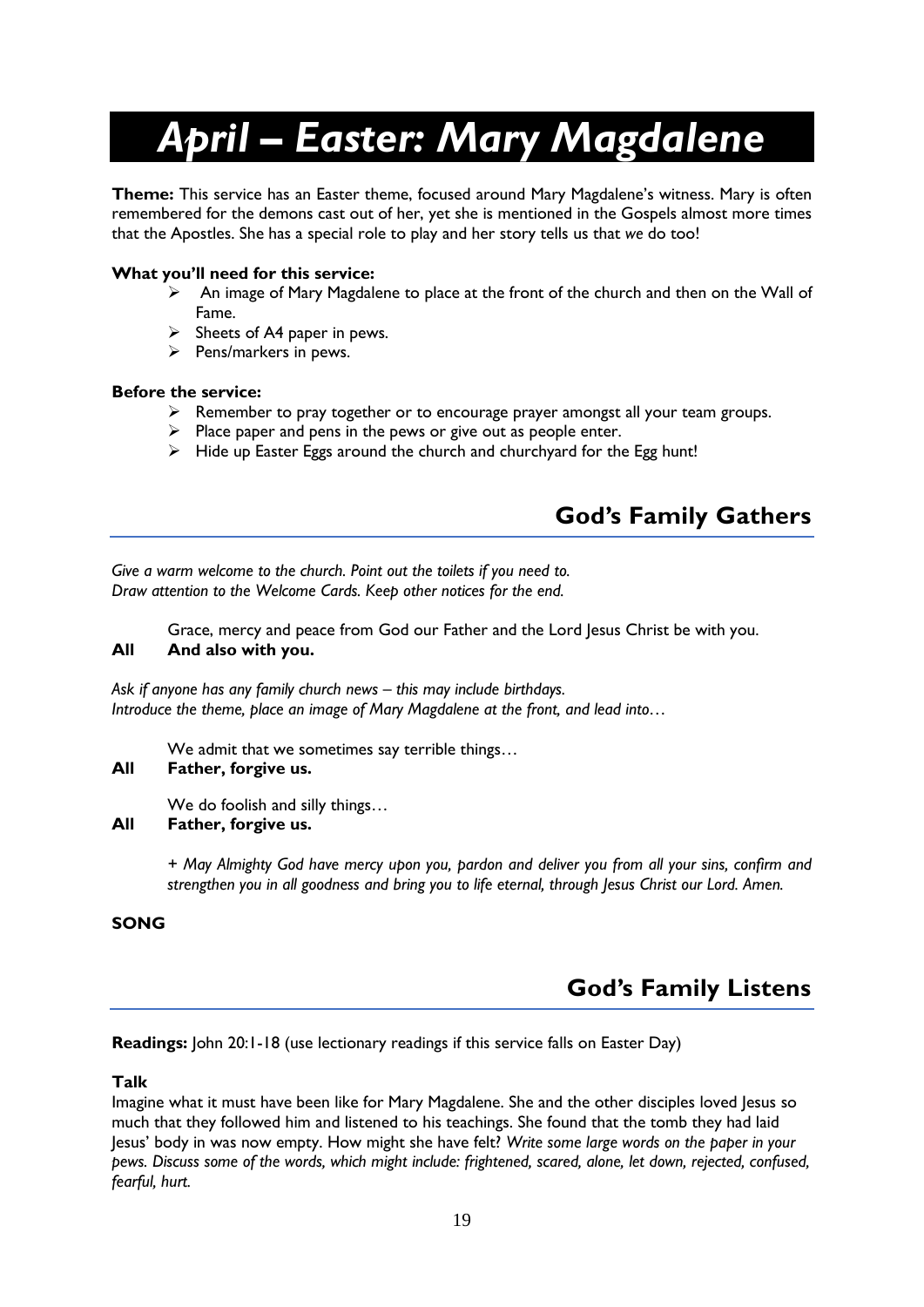# April – Easter: Mary Magdalene

**Theme:** This service has an Easter theme, focused around Mary Magdalene's witness. Mary is often remembered for the demons cast out of her, yet she is mentioned in the Gospels almost more times that the Apostles. She has a special role to play and her story tells us that *we* do too!

**What you'll need for this service:**

- An image of Mary Magdalene to place at the front of the church and then on the Wall of Fame.
- Sheets of A4 paper in pews.
- Pens/markers in pews.

**Before the service:**

- Remember to pray together or to encourage prayer amongst all your team groups.
- Place paper and pens in the pews or give out as people enter.
- Hide up Easter Eggs around the church and churchyard for the Egg hunt!

## God's Family Gathers

*Give a warm welcome to the church. Point out the toilets if you need to.*
*Draw attention to the Welcome Cards. Keep other notices for the end.*

Grace, mercy and peace from God our Father and the Lord Jesus Christ be with you.

**All And also with you.**

*Ask if anyone has any family church news – this may include birthdays.*
*Introduce the theme, place an image of Mary Magdalene at the front, and lead into…*

We admit that we sometimes say terrible things…

**All Father, forgive us.**

We do foolish and silly things…

**All Father, forgive us.**

*+ May Almighty God have mercy upon you, pardon and deliver you from all your sins, confirm and strengthen you in all goodness and bring you to life eternal, through Jesus Christ our Lord. Amen.*

**SONG**

## God's Family Listens

**Readings:** John 20:1-18 (use lectionary readings if this service falls on Easter Day)

**Talk**

Imagine what it must have been like for Mary Magdalene. She and the other disciples loved Jesus so much that they followed him and listened to his teachings. She found that the tomb they had laid Jesus' body in was now empty. How might she have felt? *Write some large words on the paper in your pews. Discuss some of the words, which might include: frightened, scared, alone, let down, rejected, confused, fearful, hurt.*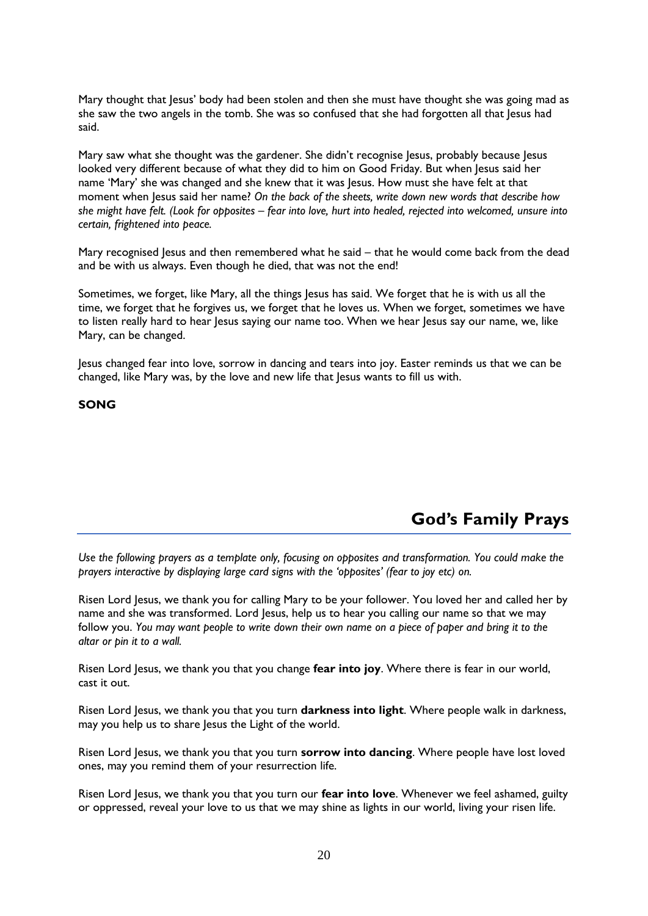Mary thought that Jesus' body had been stolen and then she must have thought she was going mad as she saw the two angels in the tomb. She was so confused that she had forgotten all that Jesus had said.

Mary saw what she thought was the gardener. She didn't recognise Jesus, probably because Jesus looked very different because of what they did to him on Good Friday. But when Jesus said her name 'Mary' she was changed and she knew that it was Jesus. How must she have felt at that moment when Jesus said her name? *On the back of the sheets, write down new words that describe how she might have felt. (Look for opposites – fear into love, hurt into healed, rejected into welcomed, unsure into certain, frightened into peace.*

Mary recognised Jesus and then remembered what he said – that he would come back from the dead and be with us always. Even though he died, that was not the end!

Sometimes, we forget, like Mary, all the things Jesus has said. We forget that he is with us all the time, we forget that he forgives us, we forget that he loves us. When we forget, sometimes we have to listen really hard to hear Jesus saying our name too. When we hear Jesus say our name, we, like Mary, can be changed.

Jesus changed fear into love, sorrow in dancing and tears into joy. Easter reminds us that we can be changed, like Mary was, by the love and new life that Jesus wants to fill us with.

**SONG**

## God's Family Prays

*Use the following prayers as a template only, focusing on opposites and transformation. You could make the prayers interactive by displaying large card signs with the 'opposites' (fear to joy etc) on.*

Risen Lord Jesus, we thank you for calling Mary to be your follower. You loved her and called her by name and she was transformed. Lord Jesus, help us to hear you calling our name so that we may follow you. *You may want people to write down their own name on a piece of paper and bring it to the altar or pin it to a wall.*

Risen Lord Jesus, we thank you that you change **fear into joy**. Where there is fear in our world, cast it out.

Risen Lord Jesus, we thank you that you turn **darkness into light**. Where people walk in darkness, may you help us to share Jesus the Light of the world.

Risen Lord Jesus, we thank you that you turn **sorrow into dancing**. Where people have lost loved ones, may you remind them of your resurrection life.

Risen Lord Jesus, we thank you that you turn our **fear into love**. Whenever we feel ashamed, guilty or oppressed, reveal your love to us that we may shine as lights in our world, living your risen life.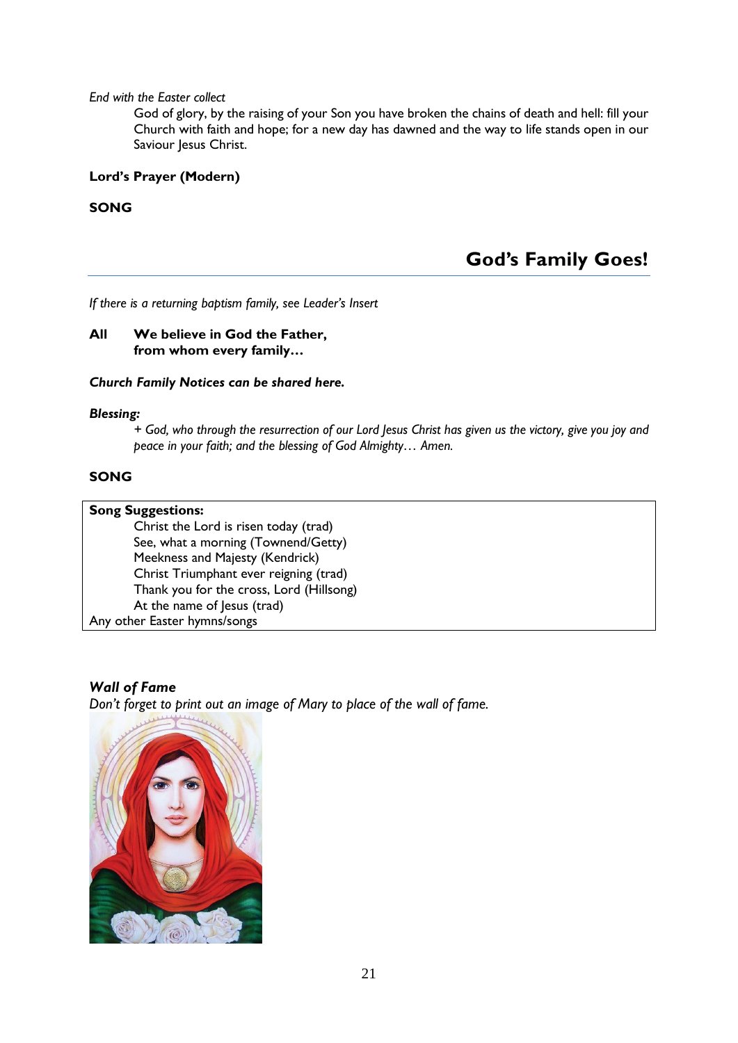*End with the Easter collect*

God of glory, by the raising of your Son you have broken the chains of death and hell: fill your Church with faith and hope; for a new day has dawned and the way to life stands open in our Saviour Jesus Christ.

**Lord's Prayer (Modern)**

**SONG**

## God's Family Goes!

*If there is a returning baptism family, see Leader's Insert*

**All** **We believe in God the Father, from whom every family…**

***Church Family Notices can be shared here.***

***Blessing:***

*+ God, who through the resurrection of our Lord Jesus Christ has given us the victory, give you joy and peace in your faith; and the blessing of God Almighty… Amen.*

**SONG**

**Song Suggestions:**

- Christ the Lord is risen today (trad)
- See, what a morning (Townend/Getty)
- Meekness and Majesty (Kendrick)
- Christ Triumphant ever reigning (trad)
- Thank you for the cross, Lord (Hillsong)
- At the name of Jesus (trad)

Any other Easter hymns/songs

***Wall of Fame***

*Don't forget to print out an image of Mary to place of the wall of fame.*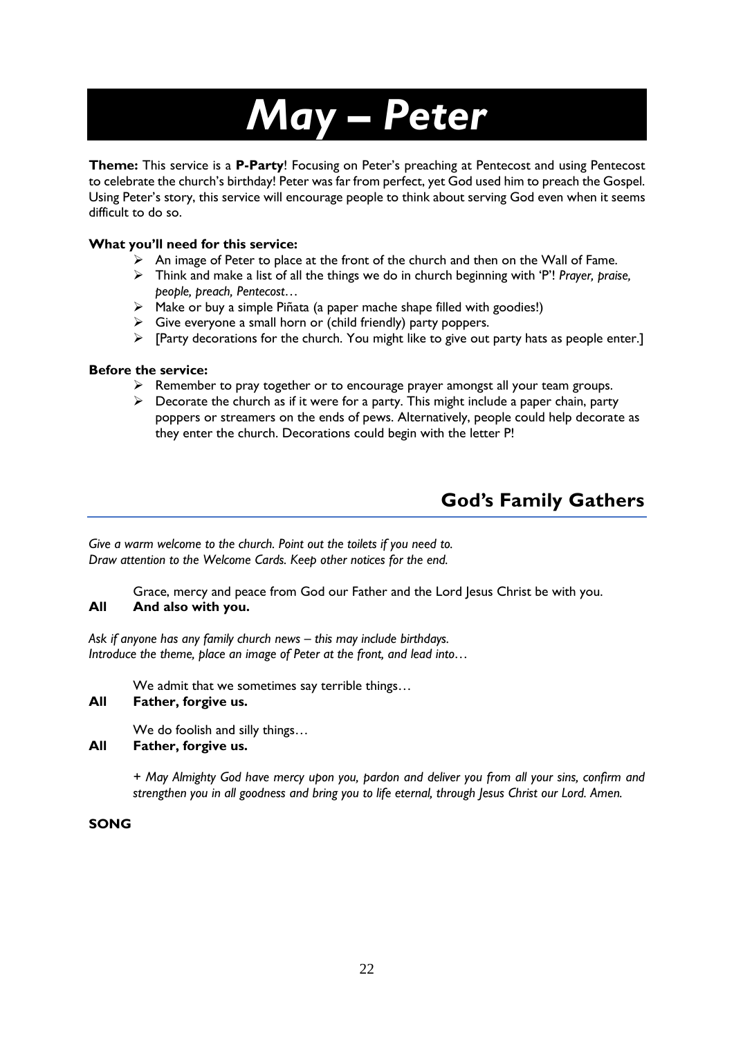# *May – Peter*

**Theme:** This service is a **P-Party**! Focusing on Peter's preaching at Pentecost and using Pentecost to celebrate the church's birthday! Peter was far from perfect, yet God used him to preach the Gospel. Using Peter's story, this service will encourage people to think about serving God even when it seems difficult to do so.

**What you'll need for this service:**

- An image of Peter to place at the front of the church and then on the Wall of Fame.
- Think and make a list of all the things we do in church beginning with 'P'! *Prayer, praise, people, preach, Pentecost…*
- Make or buy a simple Piñata (a paper mache shape filled with goodies!)
- Give everyone a small horn or (child friendly) party poppers.
- [Party decorations for the church. You might like to give out party hats as people enter.]

**Before the service:**

- Remember to pray together or to encourage prayer amongst all your team groups.
- Decorate the church as if it were for a party. This might include a paper chain, party poppers or streamers on the ends of pews. Alternatively, people could help decorate as they enter the church. Decorations could begin with the letter P!

## God's Family Gathers

*Give a warm welcome to the church. Point out the toilets if you need to.*
*Draw attention to the Welcome Cards. Keep other notices for the end.*

Grace, mercy and peace from God our Father and the Lord Jesus Christ be with you.
**All And also with you.**

*Ask if anyone has any family church news – this may include birthdays.*
*Introduce the theme, place an image of Peter at the front, and lead into…*

We admit that we sometimes say terrible things…
**All Father, forgive us.**

We do foolish and silly things…
**All Father, forgive us.**

*+ May Almighty God have mercy upon you, pardon and deliver you from all your sins, confirm and strengthen you in all goodness and bring you to life eternal, through Jesus Christ our Lord. Amen.*

**SONG**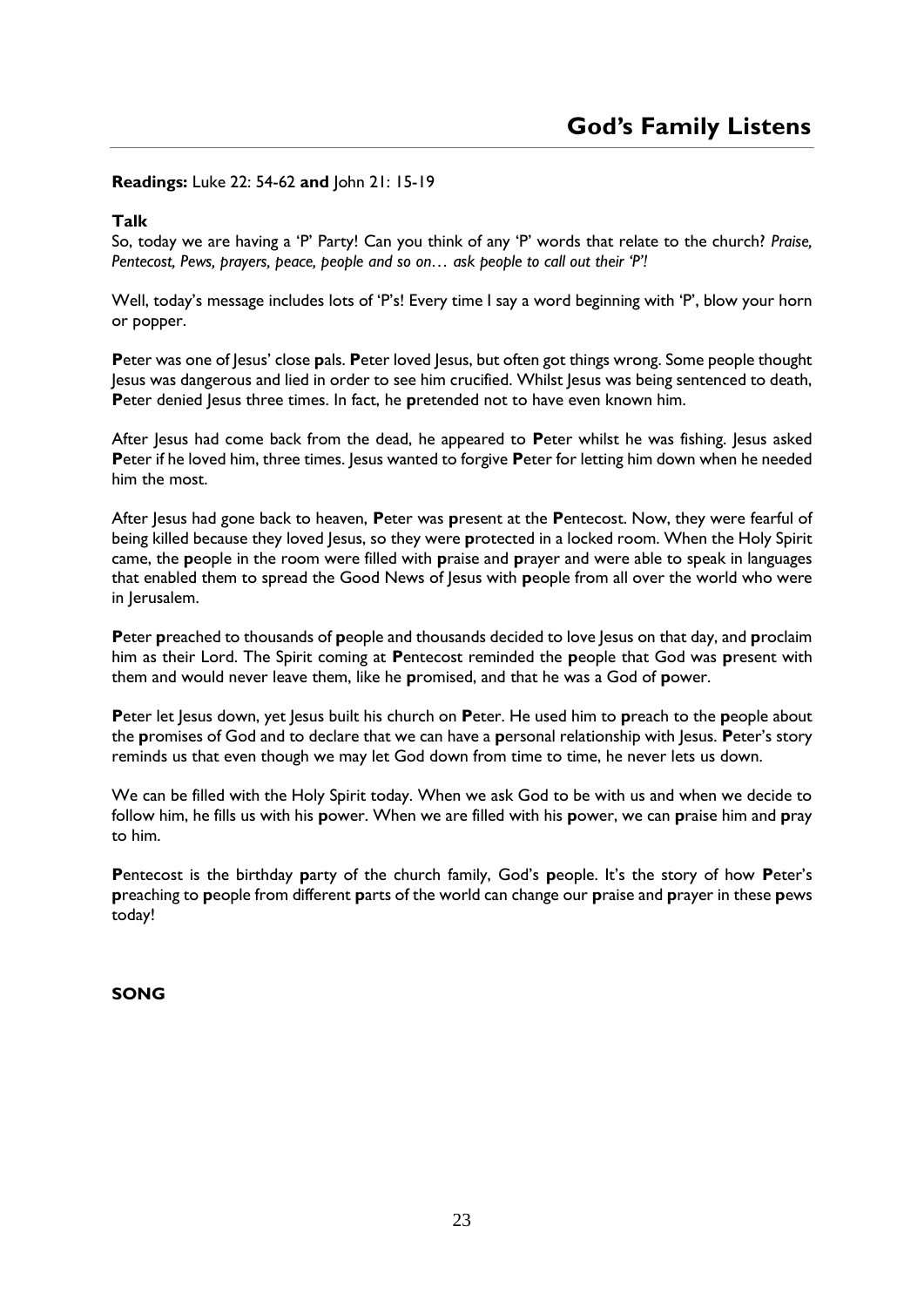# God's Family Listens

**Readings:** Luke 22: 54-62 **and** John 21: 15-19

**Talk**

So, today we are having a 'P' Party! Can you think of any 'P' words that relate to the church? *Praise, Pentecost, Pews, prayers, peace, people and so on… ask people to call out their 'P'!*

Well, today's message includes lots of 'P's! Every time I say a word beginning with 'P', blow your horn or popper.

**P**eter was one of Jesus' close **p**als. **P**eter loved Jesus, but often got things wrong. Some people thought Jesus was dangerous and lied in order to see him crucified. Whilst Jesus was being sentenced to death, **P**eter denied Jesus three times. In fact, he **p**retended not to have even known him.

After Jesus had come back from the dead, he appeared to **P**eter whilst he was fishing. Jesus asked **P**eter if he loved him, three times. Jesus wanted to forgive **P**eter for letting him down when he needed him the most.

After Jesus had gone back to heaven, **P**eter was **p**resent at the **P**entecost. Now, they were fearful of being killed because they loved Jesus, so they were **p**rotected in a locked room. When the Holy Spirit came, the **p**eople in the room were filled with **p**raise and **p**rayer and were able to speak in languages that enabled them to spread the Good News of Jesus with **p**eople from all over the world who were in Jerusalem.

**P**eter **p**reached to thousands of **p**eople and thousands decided to love Jesus on that day, and **p**roclaim him as their Lord. The Spirit coming at **P**entecost reminded the **p**eople that God was **p**resent with them and would never leave them, like he **p**romised, and that he was a God of **p**ower.

**P**eter let Jesus down, yet Jesus built his church on **P**eter. He used him to **p**reach to the **p**eople about the **p**romises of God and to declare that we can have a **p**ersonal relationship with Jesus. **P**eter's story reminds us that even though we may let God down from time to time, he never lets us down.

We can be filled with the Holy Spirit today. When we ask God to be with us and when we decide to follow him, he fills us with his **p**ower. When we are filled with his **p**ower, we can **p**raise him and **p**ray to him.

**P**entecost is the birthday **p**arty of the church family, God's **p**eople. It's the story of how **P**eter's **p**reaching to **p**eople from different **p**arts of the world can change our **p**raise and **p**rayer in these **p**ews today!

**SONG**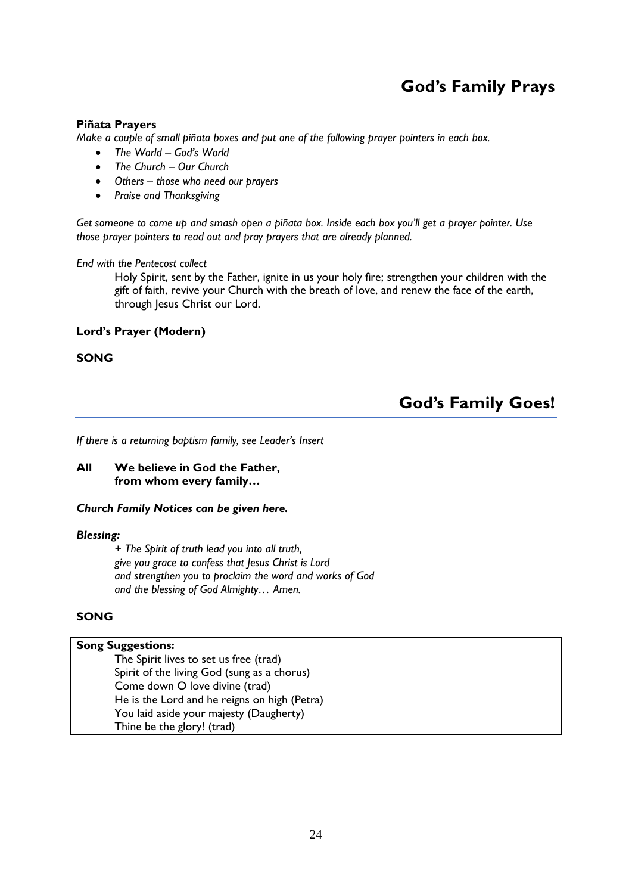## God's Family Prays

**Piñata Prayers**

*Make a couple of small piñata boxes and put one of the following prayer pointers in each box.*

- *The World – God's World*
- *The Church – Our Church*
- *Others – those who need our prayers*
- *Praise and Thanksgiving*

*Get someone to come up and smash open a piñata box. Inside each box you'll get a prayer pointer. Use those prayer pointers to read out and pray prayers that are already planned.*

*End with the Pentecost collect*

> Holy Spirit, sent by the Father, ignite in us your holy fire; strengthen your children with the gift of faith, revive your Church with the breath of love, and renew the face of the earth, through Jesus Christ our Lord.

**Lord's Prayer (Modern)**

**SONG**

## God's Family Goes!

*If there is a returning baptism family, see Leader's Insert*

**All** **We believe in God the Father,
from whom every family…**

***Church Family Notices can be given here.***

***Blessing:***

> *+ The Spirit of truth lead you into all truth,
> give you grace to confess that Jesus Christ is Lord
> and strengthen you to proclaim the word and works of God
> and the blessing of God Almighty… Amen.*

**SONG**

**Song Suggestions:**

The Spirit lives to set us free (trad)
Spirit of the living God (sung as a chorus)
Come down O love divine (trad)
He is the Lord and he reigns on high (Petra)
You laid aside your majesty (Daugherty)
Thine be the glory! (trad)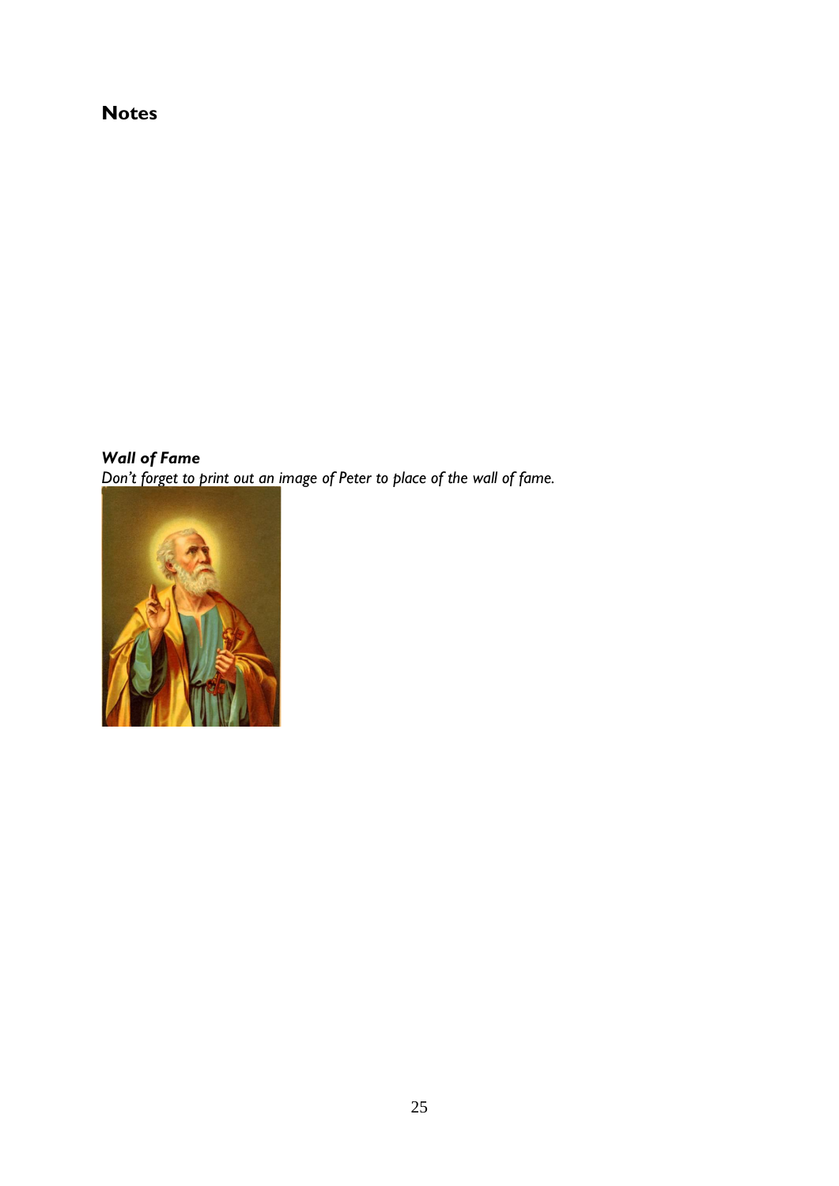## Notes

***Wall of Fame***

*Don't forget to print out an image of Peter to place of the wall of fame.*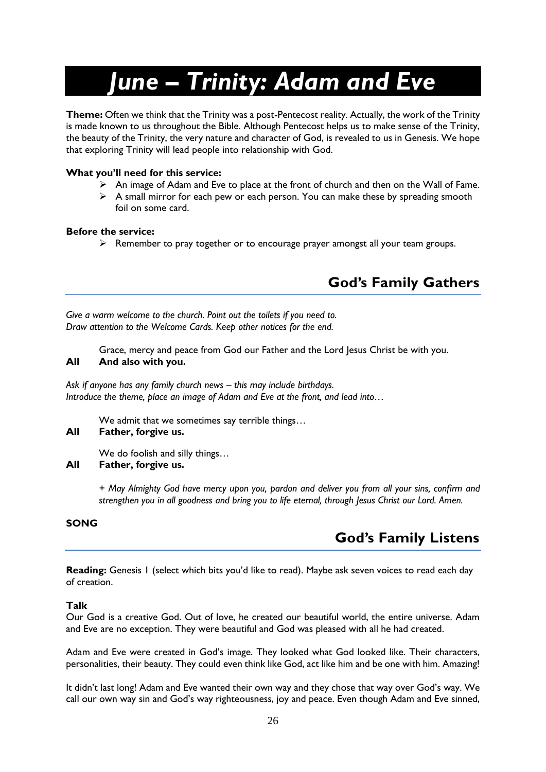# *June – Trinity: Adam and Eve*

**Theme:** Often we think that the Trinity was a post-Pentecost reality. Actually, the work of the Trinity is made known to us throughout the Bible. Although Pentecost helps us to make sense of the Trinity, the beauty of the Trinity, the very nature and character of God, is revealed to us in Genesis. We hope that exploring Trinity will lead people into relationship with God.

**What you'll need for this service:**

- An image of Adam and Eve to place at the front of church and then on the Wall of Fame.
- A small mirror for each pew or each person. You can make these by spreading smooth foil on some card.

**Before the service:**

- Remember to pray together or to encourage prayer amongst all your team groups.

## God's Family Gathers

*Give a warm welcome to the church. Point out the toilets if you need to.*
*Draw attention to the Welcome Cards. Keep other notices for the end.*

Grace, mercy and peace from God our Father and the Lord Jesus Christ be with you.
**All And also with you.**

*Ask if anyone has any family church news – this may include birthdays.*
*Introduce the theme, place an image of Adam and Eve at the front, and lead into…*

We admit that we sometimes say terrible things…
**All Father, forgive us.**

We do foolish and silly things…
**All Father, forgive us.**

*+ May Almighty God have mercy upon you, pardon and deliver you from all your sins, confirm and strengthen you in all goodness and bring you to life eternal, through Jesus Christ our Lord. Amen.*

**SONG**

## God's Family Listens

**Reading:** Genesis 1 (select which bits you'd like to read). Maybe ask seven voices to read each day of creation.

**Talk**
Our God is a creative God. Out of love, he created our beautiful world, the entire universe. Adam and Eve are no exception. They were beautiful and God was pleased with all he had created.

Adam and Eve were created in God's image. They looked what God looked like. Their characters, personalities, their beauty. They could even think like God, act like him and be one with him. Amazing!

It didn't last long! Adam and Eve wanted their own way and they chose that way over God's way. We call our own way sin and God's way righteousness, joy and peace. Even though Adam and Eve sinned,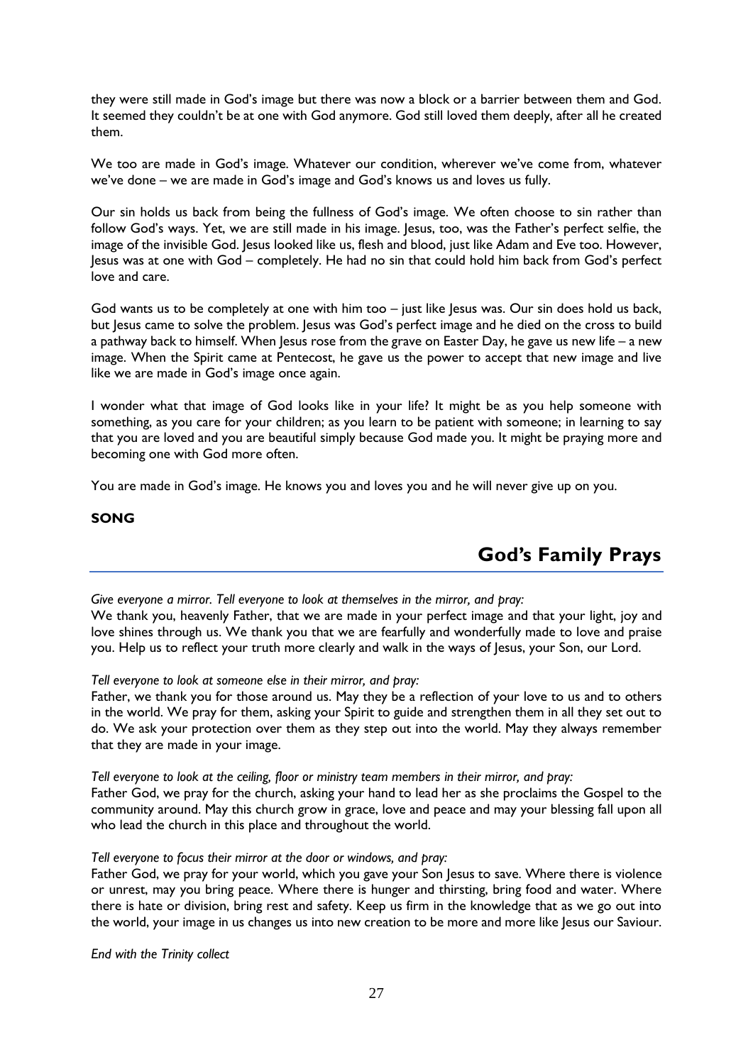they were still made in God's image but there was now a block or a barrier between them and God. It seemed they couldn't be at one with God anymore. God still loved them deeply, after all he created them.

We too are made in God's image. Whatever our condition, wherever we've come from, whatever we've done – we are made in God's image and God's knows us and loves us fully.

Our sin holds us back from being the fullness of God's image. We often choose to sin rather than follow God's ways. Yet, we are still made in his image. Jesus, too, was the Father's perfect selfie, the image of the invisible God. Jesus looked like us, flesh and blood, just like Adam and Eve too. However, Jesus was at one with God – completely. He had no sin that could hold him back from God's perfect love and care.

God wants us to be completely at one with him too – just like Jesus was. Our sin does hold us back, but Jesus came to solve the problem. Jesus was God's perfect image and he died on the cross to build a pathway back to himself. When Jesus rose from the grave on Easter Day, he gave us new life – a new image. When the Spirit came at Pentecost, he gave us the power to accept that new image and live like we are made in God's image once again.

I wonder what that image of God looks like in your life? It might be as you help someone with something, as you care for your children; as you learn to be patient with someone; in learning to say that you are loved and you are beautiful simply because God made you. It might be praying more and becoming one with God more often.

You are made in God's image. He knows you and loves you and he will never give up on you.

**SONG**

## God's Family Prays

*Give everyone a mirror. Tell everyone to look at themselves in the mirror, and pray:*
We thank you, heavenly Father, that we are made in your perfect image and that your light, joy and love shines through us. We thank you that we are fearfully and wonderfully made to love and praise you. Help us to reflect your truth more clearly and walk in the ways of Jesus, your Son, our Lord.

*Tell everyone to look at someone else in their mirror, and pray:*
Father, we thank you for those around us. May they be a reflection of your love to us and to others in the world. We pray for them, asking your Spirit to guide and strengthen them in all they set out to do. We ask your protection over them as they step out into the world. May they always remember that they are made in your image.

*Tell everyone to look at the ceiling, floor or ministry team members in their mirror, and pray:*
Father God, we pray for the church, asking your hand to lead her as she proclaims the Gospel to the community around. May this church grow in grace, love and peace and may your blessing fall upon all who lead the church in this place and throughout the world.

*Tell everyone to focus their mirror at the door or windows, and pray:*
Father God, we pray for your world, which you gave your Son Jesus to save. Where there is violence or unrest, may you bring peace. Where there is hunger and thirsting, bring food and water. Where there is hate or division, bring rest and safety. Keep us firm in the knowledge that as we go out into the world, your image in us changes us into new creation to be more and more like Jesus our Saviour.

*End with the Trinity collect*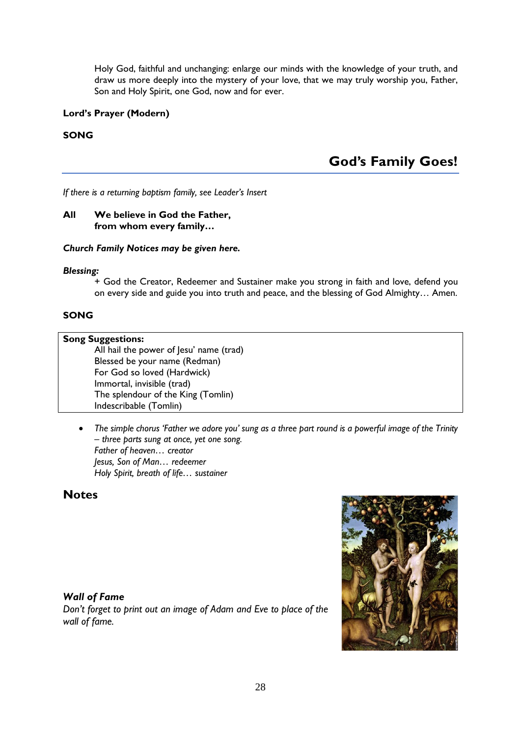Holy God, faithful and unchanging: enlarge our minds with the knowledge of your truth, and draw us more deeply into the mystery of your love, that we may truly worship you, Father, Son and Holy Spirit, one God, now and for ever.

**Lord's Prayer (Modern)**

**SONG**

## God's Family Goes!

*If there is a returning baptism family, see Leader's Insert*

**All** **We believe in God the Father,**
**from whom every family…**

***Church Family Notices may be given here.***

***Blessing:***

+ God the Creator, Redeemer and Sustainer make you strong in faith and love, defend you on every side and guide you into truth and peace, and the blessing of God Almighty… Amen.

**SONG**

**Song Suggestions:**

All hail the power of Jesu' name (trad)
Blessed be your name (Redman)
For God so loved (Hardwick)
Immortal, invisible (trad)
The splendour of the King (Tomlin)
Indescribable (Tomlin)

- *The simple chorus 'Father we adore you' sung as a three part round is a powerful image of the Trinity – three parts sung at once, yet one song.*
  *Father of heaven… creator*
  *Jesus, Son of Man… redeemer*
  *Holy Spirit, breath of life… sustainer*

## Notes

***Wall of Fame***
*Don't forget to print out an image of Adam and Eve to place of the wall of fame.*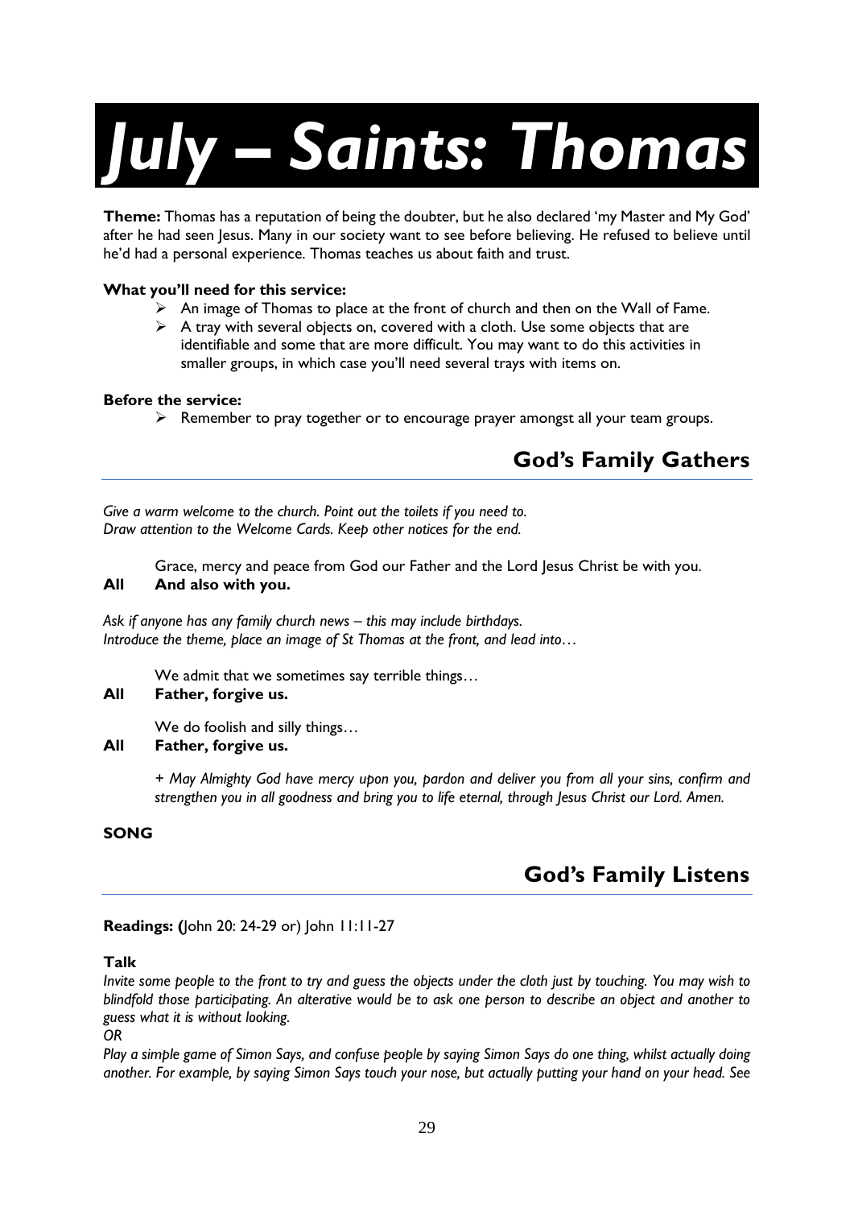# July – Saints: Thomas

**Theme:** Thomas has a reputation of being the doubter, but he also declared 'my Master and My God' after he had seen Jesus. Many in our society want to see before believing. He refused to believe until he'd had a personal experience. Thomas teaches us about faith and trust.

**What you'll need for this service:**

- An image of Thomas to place at the front of church and then on the Wall of Fame.
- A tray with several objects on, covered with a cloth. Use some objects that are identifiable and some that are more difficult. You may want to do this activities in smaller groups, in which case you'll need several trays with items on.

**Before the service:**

- Remember to pray together or to encourage prayer amongst all your team groups.

## God's Family Gathers

*Give a warm welcome to the church. Point out the toilets if you need to.*
*Draw attention to the Welcome Cards. Keep other notices for the end.*

Grace, mercy and peace from God our Father and the Lord Jesus Christ be with you.
**All And also with you.**

*Ask if anyone has any family church news – this may include birthdays.*
*Introduce the theme, place an image of St Thomas at the front, and lead into…*

We admit that we sometimes say terrible things…
**All Father, forgive us.**

We do foolish and silly things…
**All Father, forgive us.**

*+ May Almighty God have mercy upon you, pardon and deliver you from all your sins, confirm and strengthen you in all goodness and bring you to life eternal, through Jesus Christ our Lord. Amen.*

**SONG**

## God's Family Listens

**Readings: (**John 20: 24-29 or) John 11:11-27

**Talk**

*Invite some people to the front to try and guess the objects under the cloth just by touching. You may wish to blindfold those participating. An alterative would be to ask one person to describe an object and another to guess what it is without looking.*

*OR*

*Play a simple game of Simon Says, and confuse people by saying Simon Says do one thing, whilst actually doing another. For example, by saying Simon Says touch your nose, but actually putting your hand on your head. See*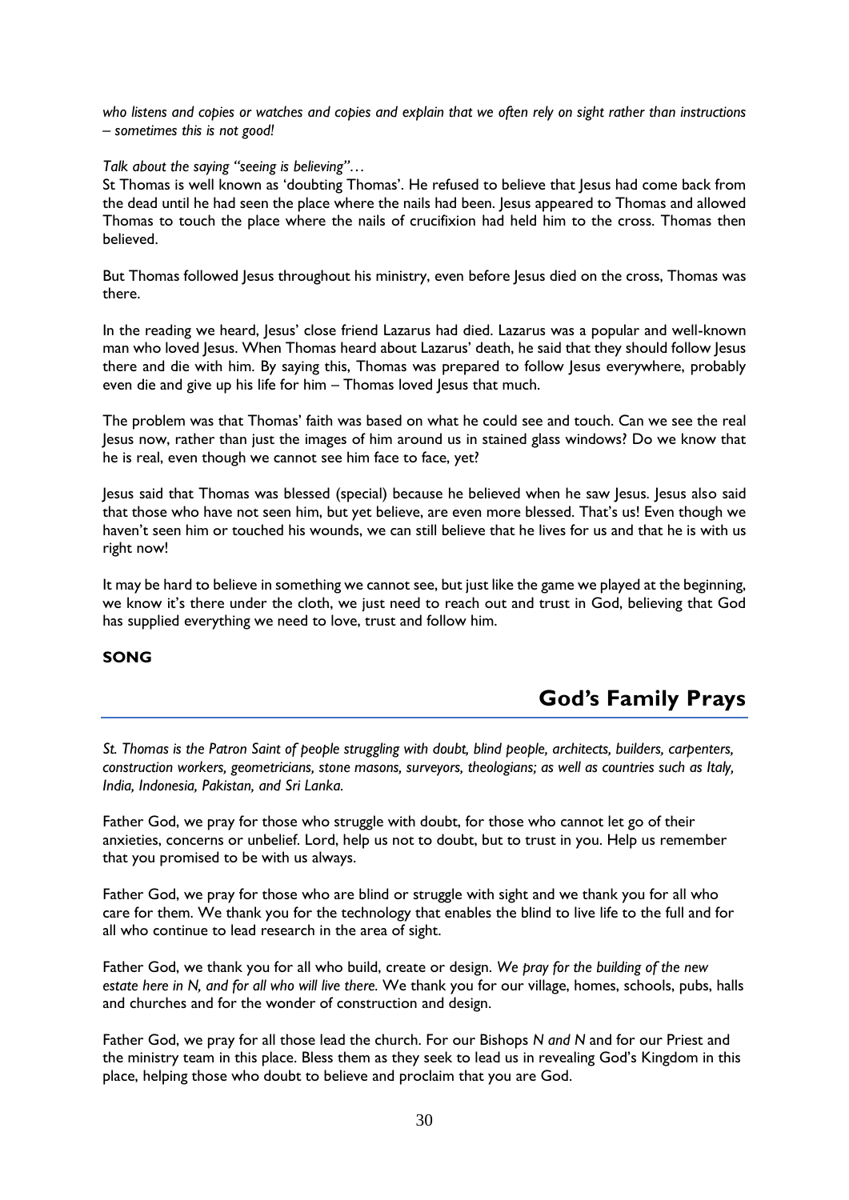*who listens and copies or watches and copies and explain that we often rely on sight rather than instructions – sometimes this is not good!*

*Talk about the saying "seeing is believing"…*

St Thomas is well known as 'doubting Thomas'. He refused to believe that Jesus had come back from the dead until he had seen the place where the nails had been. Jesus appeared to Thomas and allowed Thomas to touch the place where the nails of crucifixion had held him to the cross. Thomas then believed.

But Thomas followed Jesus throughout his ministry, even before Jesus died on the cross, Thomas was there.

In the reading we heard, Jesus' close friend Lazarus had died. Lazarus was a popular and well-known man who loved Jesus. When Thomas heard about Lazarus' death, he said that they should follow Jesus there and die with him. By saying this, Thomas was prepared to follow Jesus everywhere, probably even die and give up his life for him – Thomas loved Jesus that much.

The problem was that Thomas' faith was based on what he could see and touch. Can we see the real Jesus now, rather than just the images of him around us in stained glass windows? Do we know that he is real, even though we cannot see him face to face, yet?

Jesus said that Thomas was blessed (special) because he believed when he saw Jesus. Jesus also said that those who have not seen him, but yet believe, are even more blessed. That's us! Even though we haven't seen him or touched his wounds, we can still believe that he lives for us and that he is with us right now!

It may be hard to believe in something we cannot see, but just like the game we played at the beginning, we know it's there under the cloth, we just need to reach out and trust in God, believing that God has supplied everything we need to love, trust and follow him.

**SONG**

## God's Family Prays

*St. Thomas is the Patron Saint of people struggling with doubt, blind people, architects, builders, carpenters, construction workers, geometricians, stone masons, surveyors, theologians; as well as countries such as Italy, India, Indonesia, Pakistan, and Sri Lanka.*

Father God, we pray for those who struggle with doubt, for those who cannot let go of their anxieties, concerns or unbelief. Lord, help us not to doubt, but to trust in you. Help us remember that you promised to be with us always.

Father God, we pray for those who are blind or struggle with sight and we thank you for all who care for them. We thank you for the technology that enables the blind to live life to the full and for all who continue to lead research in the area of sight.

Father God, we thank you for all who build, create or design. *We pray for the building of the new estate here in N, and for all who will live there.* We thank you for our village, homes, schools, pubs, halls and churches and for the wonder of construction and design.

Father God, we pray for all those lead the church. For our Bishops *N and N* and for our Priest and the ministry team in this place. Bless them as they seek to lead us in revealing God's Kingdom in this place, helping those who doubt to believe and proclaim that you are God.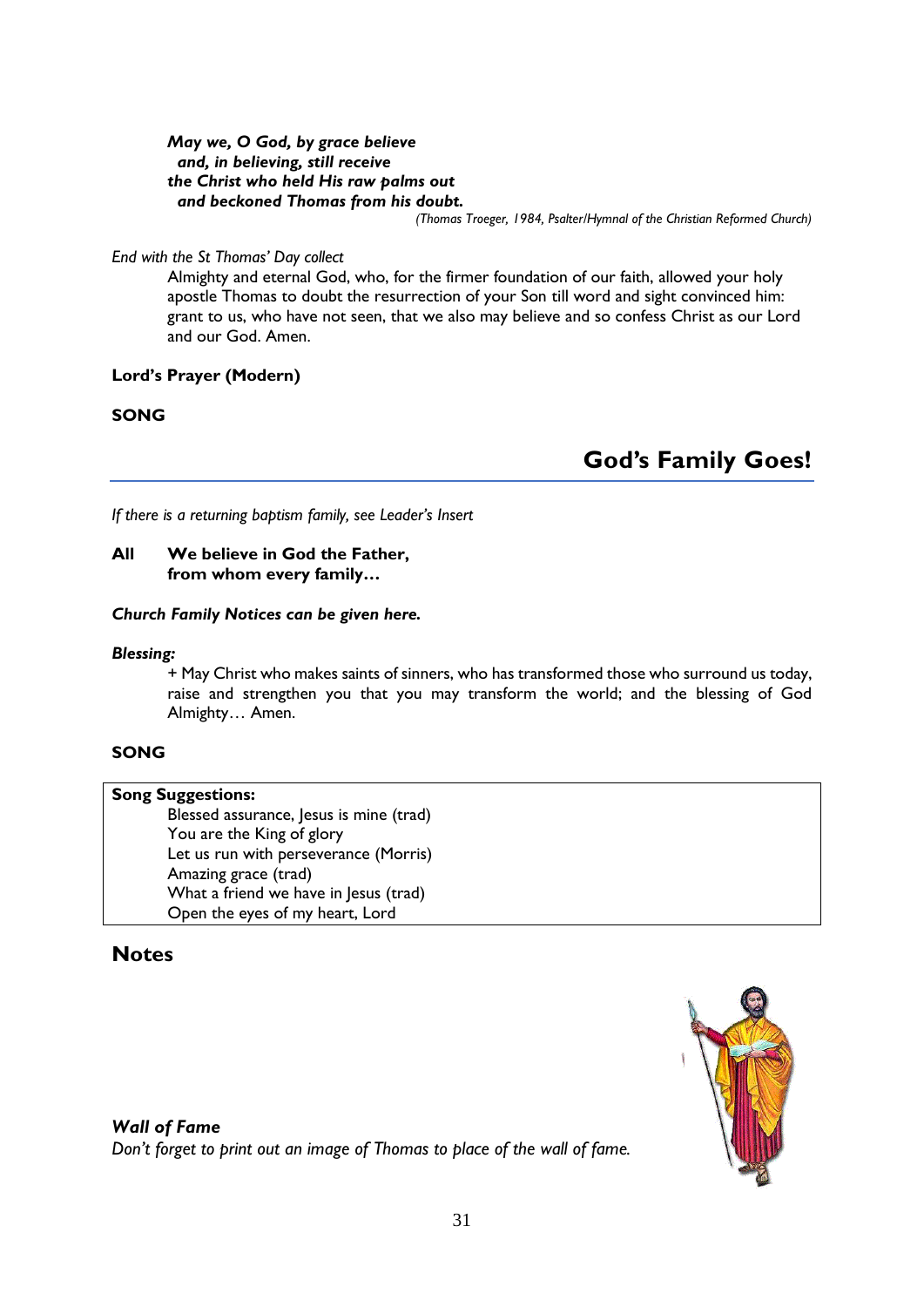***May we, O God, by grace believe***
***and, in believing, still receive***
***the Christ who held His raw palms out***
***and beckoned Thomas from his doubt.***

*(Thomas Troeger, 1984, Psalter/Hymnal of the Christian Reformed Church)*

*End with the St Thomas' Day collect*

Almighty and eternal God, who, for the firmer foundation of our faith, allowed your holy apostle Thomas to doubt the resurrection of your Son till word and sight convinced him: grant to us, who have not seen, that we also may believe and so confess Christ as our Lord and our God. Amen.

**Lord's Prayer (Modern)**

**SONG**

## God's Family Goes!

*If there is a returning baptism family, see Leader's Insert*

**All** **We believe in God the Father, from whom every family…**

***Church Family Notices can be given here.***

***Blessing:***

+ May Christ who makes saints of sinners, who has transformed those who surround us today, raise and strengthen you that you may transform the world; and the blessing of God Almighty… Amen.

**SONG**

**Song Suggestions:**

- Blessed assurance, Jesus is mine (trad)
- You are the King of glory
- Let us run with perseverance (Morris)
- Amazing grace (trad)
- What a friend we have in Jesus (trad)
- Open the eyes of my heart, Lord

## Notes

***Wall of Fame***

*Don't forget to print out an image of Thomas to place of the wall of fame.*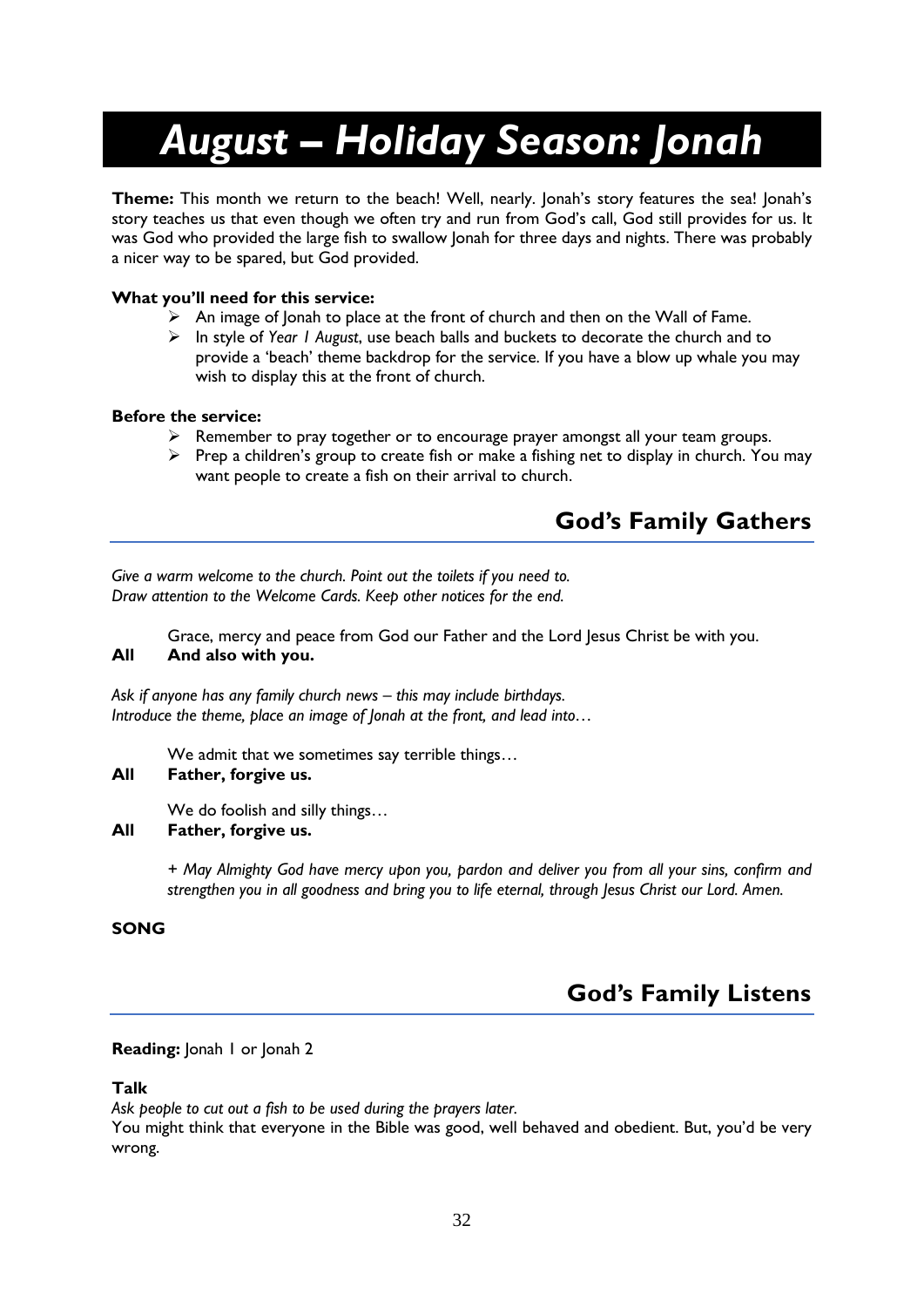# August – Holiday Season: Jonah

**Theme:** This month we return to the beach! Well, nearly. Jonah's story features the sea! Jonah's story teaches us that even though we often try and run from God's call, God still provides for us. It was God who provided the large fish to swallow Jonah for three days and nights. There was probably a nicer way to be spared, but God provided.

**What you'll need for this service:**

- An image of Jonah to place at the front of church and then on the Wall of Fame.
- In style of *Year 1 August*, use beach balls and buckets to decorate the church and to provide a 'beach' theme backdrop for the service. If you have a blow up whale you may wish to display this at the front of church.

**Before the service:**

- Remember to pray together or to encourage prayer amongst all your team groups.
- Prep a children's group to create fish or make a fishing net to display in church. You may want people to create a fish on their arrival to church.

## God's Family Gathers

*Give a warm welcome to the church. Point out the toilets if you need to.*
*Draw attention to the Welcome Cards. Keep other notices for the end.*

Grace, mercy and peace from God our Father and the Lord Jesus Christ be with you.
**All** **And also with you.**

*Ask if anyone has any family church news – this may include birthdays.*
*Introduce the theme, place an image of Jonah at the front, and lead into…*

We admit that we sometimes say terrible things…
**All** **Father, forgive us.**

We do foolish and silly things…
**All** **Father, forgive us.**

*+ May Almighty God have mercy upon you, pardon and deliver you from all your sins, confirm and strengthen you in all goodness and bring you to life eternal, through Jesus Christ our Lord. Amen.*

**SONG**

## God's Family Listens

**Reading:** Jonah 1 or Jonah 2

**Talk**
*Ask people to cut out a fish to be used during the prayers later.*
You might think that everyone in the Bible was good, well behaved and obedient. But, you'd be very wrong.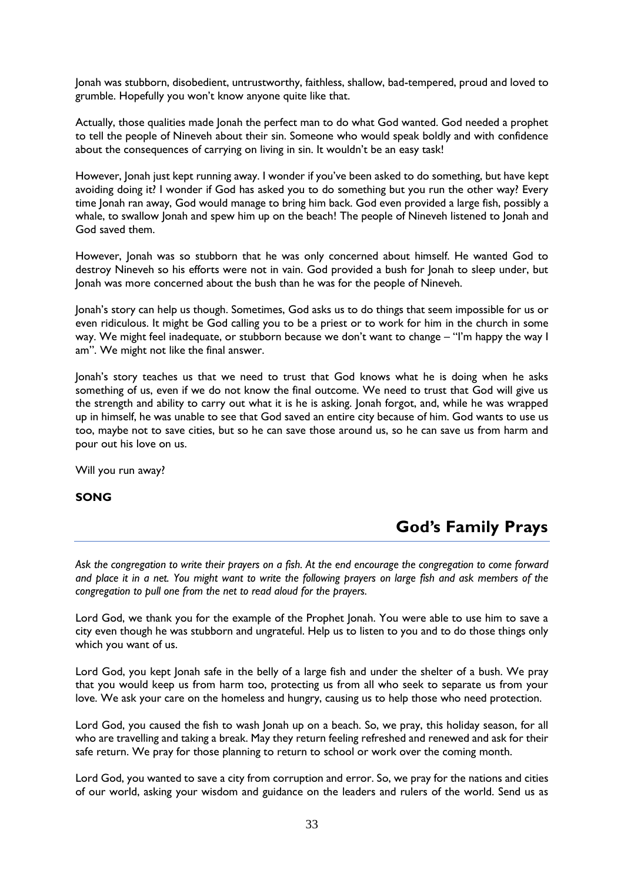Jonah was stubborn, disobedient, untrustworthy, faithless, shallow, bad-tempered, proud and loved to grumble. Hopefully you won't know anyone quite like that.

Actually, those qualities made Jonah the perfect man to do what God wanted. God needed a prophet to tell the people of Nineveh about their sin. Someone who would speak boldly and with confidence about the consequences of carrying on living in sin. It wouldn't be an easy task!

However, Jonah just kept running away. I wonder if you've been asked to do something, but have kept avoiding doing it? I wonder if God has asked you to do something but you run the other way? Every time Jonah ran away, God would manage to bring him back. God even provided a large fish, possibly a whale, to swallow Jonah and spew him up on the beach! The people of Nineveh listened to Jonah and God saved them.

However, Jonah was so stubborn that he was only concerned about himself. He wanted God to destroy Nineveh so his efforts were not in vain. God provided a bush for Jonah to sleep under, but Jonah was more concerned about the bush than he was for the people of Nineveh.

Jonah's story can help us though. Sometimes, God asks us to do things that seem impossible for us or even ridiculous. It might be God calling you to be a priest or to work for him in the church in some way. We might feel inadequate, or stubborn because we don't want to change – "I'm happy the way I am". We might not like the final answer.

Jonah's story teaches us that we need to trust that God knows what he is doing when he asks something of us, even if we do not know the final outcome. We need to trust that God will give us the strength and ability to carry out what it is he is asking. Jonah forgot, and, while he was wrapped up in himself, he was unable to see that God saved an entire city because of him. God wants to use us too, maybe not to save cities, but so he can save those around us, so he can save us from harm and pour out his love on us.

Will you run away?

**SONG**

## God's Family Prays

*Ask the congregation to write their prayers on a fish. At the end encourage the congregation to come forward and place it in a net. You might want to write the following prayers on large fish and ask members of the congregation to pull one from the net to read aloud for the prayers.*

Lord God, we thank you for the example of the Prophet Jonah. You were able to use him to save a city even though he was stubborn and ungrateful. Help us to listen to you and to do those things only which you want of us.

Lord God, you kept Jonah safe in the belly of a large fish and under the shelter of a bush. We pray that you would keep us from harm too, protecting us from all who seek to separate us from your love. We ask your care on the homeless and hungry, causing us to help those who need protection.

Lord God, you caused the fish to wash Jonah up on a beach. So, we pray, this holiday season, for all who are travelling and taking a break. May they return feeling refreshed and renewed and ask for their safe return. We pray for those planning to return to school or work over the coming month.

Lord God, you wanted to save a city from corruption and error. So, we pray for the nations and cities of our world, asking your wisdom and guidance on the leaders and rulers of the world. Send us as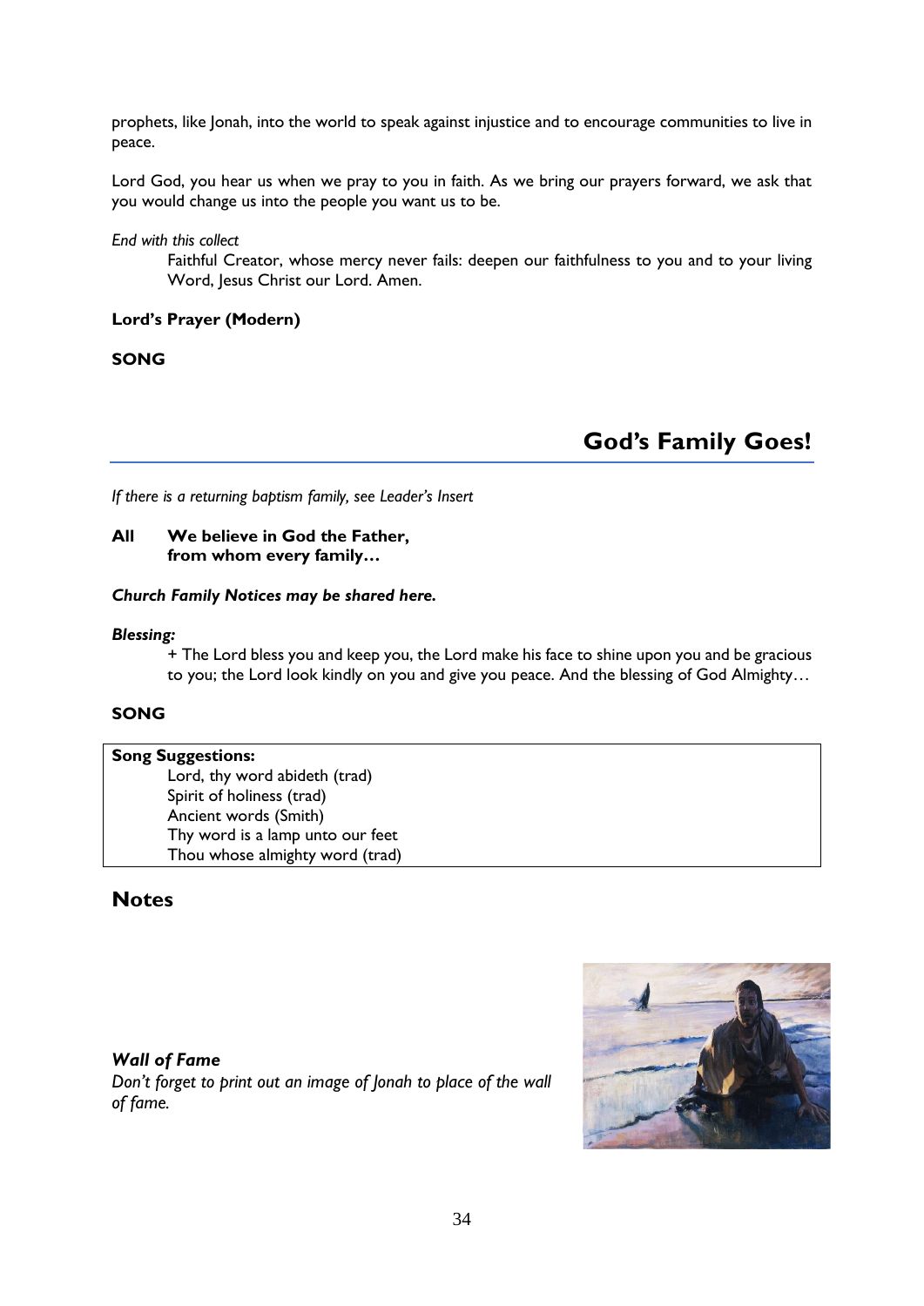prophets, like Jonah, into the world to speak against injustice and to encourage communities to live in peace.

Lord God, you hear us when we pray to you in faith. As we bring our prayers forward, we ask that you would change us into the people you want us to be.

*End with this collect*

Faithful Creator, whose mercy never fails: deepen our faithfulness to you and to your living Word, Jesus Christ our Lord. Amen.

**Lord's Prayer (Modern)**

**SONG**

## God's Family Goes!

*If there is a returning baptism family, see Leader's Insert*

**All We believe in God the Father,**
**from whom every family…**

***Church Family Notices may be shared here.***

***Blessing:***

+ The Lord bless you and keep you, the Lord make his face to shine upon you and be gracious to you; the Lord look kindly on you and give you peace. And the blessing of God Almighty…

**SONG**

**Song Suggestions:**
- Lord, thy word abideth (trad)
- Spirit of holiness (trad)
- Ancient words (Smith)
- Thy word is a lamp unto our feet
- Thou whose almighty word (trad)

## Notes

***Wall of Fame***
*Don't forget to print out an image of Jonah to place of the wall of fame.*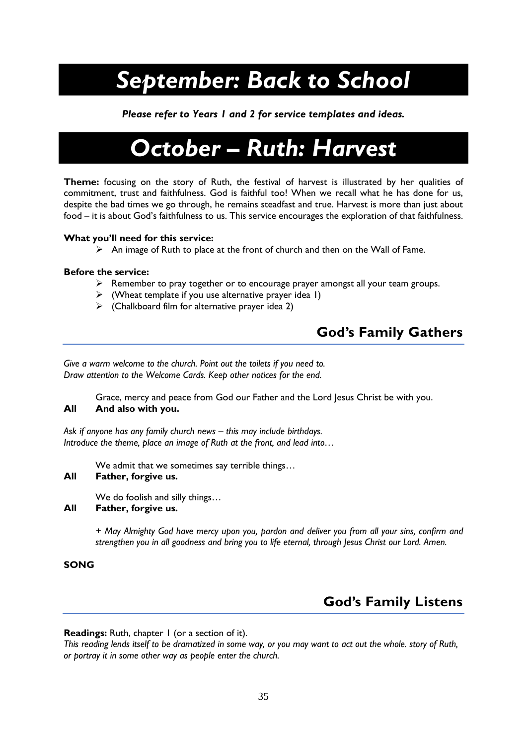# *September: Back to School*

***Please refer to Years 1 and 2 for service templates and ideas.***

# *October – Ruth: Harvest*

**Theme:** focusing on the story of Ruth, the festival of harvest is illustrated by her qualities of commitment, trust and faithfulness. God is faithful too! When we recall what he has done for us, despite the bad times we go through, he remains steadfast and true. Harvest is more than just about food – it is about God's faithfulness to us. This service encourages the exploration of that faithfulness.

**What you'll need for this service:**

- An image of Ruth to place at the front of church and then on the Wall of Fame.

**Before the service:**

- Remember to pray together or to encourage prayer amongst all your team groups.
- (Wheat template if you use alternative prayer idea 1)
- (Chalkboard film for alternative prayer idea 2)

## God's Family Gathers

*Give a warm welcome to the church. Point out the toilets if you need to.*
*Draw attention to the Welcome Cards. Keep other notices for the end.*

Grace, mercy and peace from God our Father and the Lord Jesus Christ be with you.
**All And also with you.**

*Ask if anyone has any family church news – this may include birthdays.*
*Introduce the theme, place an image of Ruth at the front, and lead into…*

We admit that we sometimes say terrible things…
**All Father, forgive us.**

We do foolish and silly things…
**All Father, forgive us.**

*+ May Almighty God have mercy upon you, pardon and deliver you from all your sins, confirm and strengthen you in all goodness and bring you to life eternal, through Jesus Christ our Lord. Amen.*

**SONG**

## God's Family Listens

**Readings:** Ruth, chapter 1 (or a section of it).
*This reading lends itself to be dramatized in some way, or you may want to act out the whole. story of Ruth, or portray it in some other way as people enter the church.*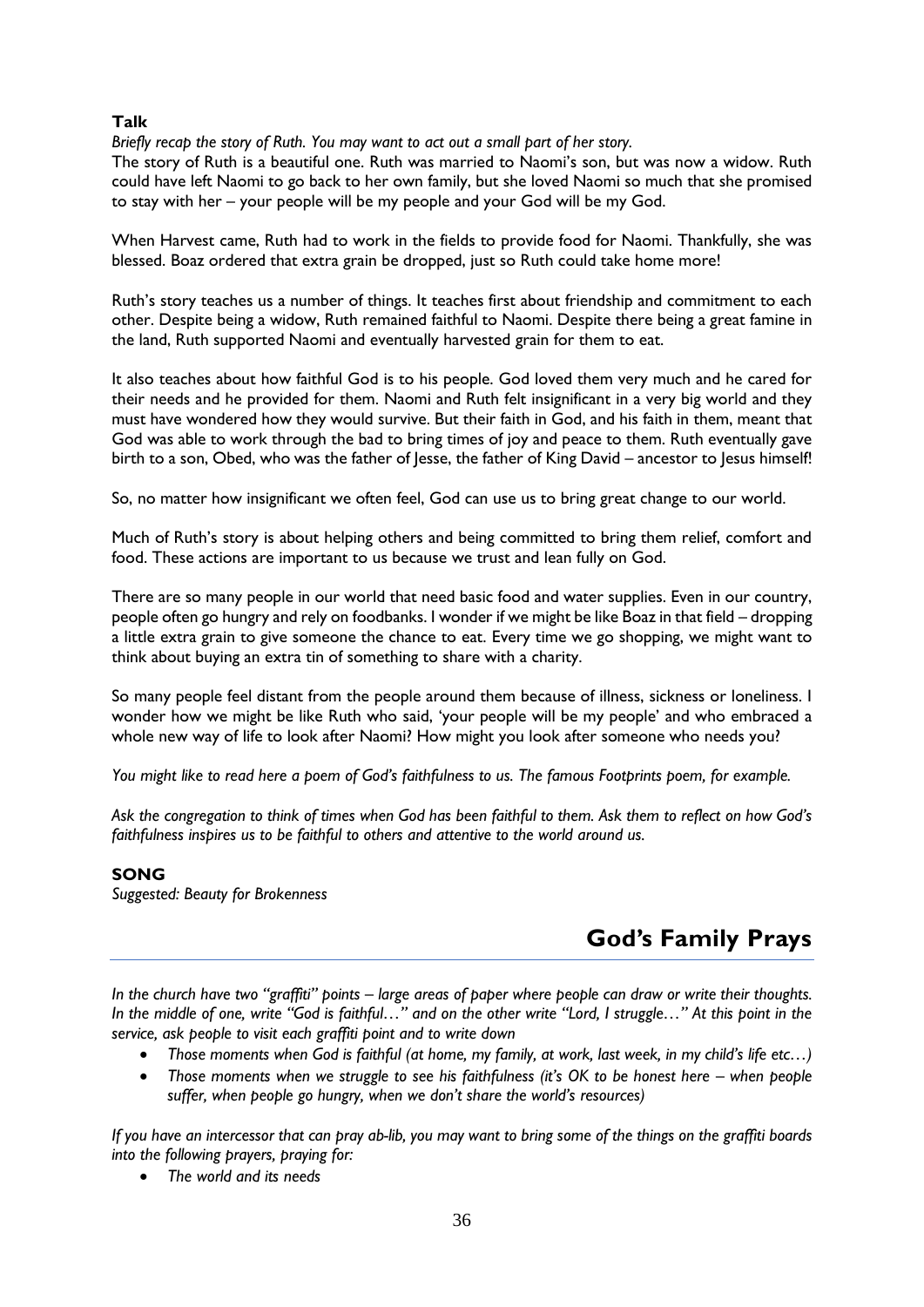**Talk**

*Briefly recap the story of Ruth. You may want to act out a small part of her story.*

The story of Ruth is a beautiful one. Ruth was married to Naomi's son, but was now a widow. Ruth could have left Naomi to go back to her own family, but she loved Naomi so much that she promised to stay with her – your people will be my people and your God will be my God.

When Harvest came, Ruth had to work in the fields to provide food for Naomi. Thankfully, she was blessed. Boaz ordered that extra grain be dropped, just so Ruth could take home more!

Ruth's story teaches us a number of things. It teaches first about friendship and commitment to each other. Despite being a widow, Ruth remained faithful to Naomi. Despite there being a great famine in the land, Ruth supported Naomi and eventually harvested grain for them to eat.

It also teaches about how faithful God is to his people. God loved them very much and he cared for their needs and he provided for them. Naomi and Ruth felt insignificant in a very big world and they must have wondered how they would survive. But their faith in God, and his faith in them, meant that God was able to work through the bad to bring times of joy and peace to them. Ruth eventually gave birth to a son, Obed, who was the father of Jesse, the father of King David – ancestor to Jesus himself!

So, no matter how insignificant we often feel, God can use us to bring great change to our world.

Much of Ruth's story is about helping others and being committed to bring them relief, comfort and food. These actions are important to us because we trust and lean fully on God.

There are so many people in our world that need basic food and water supplies. Even in our country, people often go hungry and rely on foodbanks. I wonder if we might be like Boaz in that field – dropping a little extra grain to give someone the chance to eat. Every time we go shopping, we might want to think about buying an extra tin of something to share with a charity.

So many people feel distant from the people around them because of illness, sickness or loneliness. I wonder how we might be like Ruth who said, 'your people will be my people' and who embraced a whole new way of life to look after Naomi? How might you look after someone who needs you?

*You might like to read here a poem of God's faithfulness to us. The famous Footprints poem, for example.*

*Ask the congregation to think of times when God has been faithful to them. Ask them to reflect on how God's faithfulness inspires us to be faithful to others and attentive to the world around us.*

**SONG**

*Suggested: Beauty for Brokenness*

## God's Family Prays

*In the church have two "graffiti" points – large areas of paper where people can draw or write their thoughts. In the middle of one, write "God is faithful…" and on the other write "Lord, I struggle…" At this point in the service, ask people to visit each graffiti point and to write down*

- *Those moments when God is faithful (at home, my family, at work, last week, in my child's life etc…)*
- *Those moments when we struggle to see his faithfulness (it's OK to be honest here – when people suffer, when people go hungry, when we don't share the world's resources)*

*If you have an intercessor that can pray ab-lib, you may want to bring some of the things on the graffiti boards into the following prayers, praying for:*

- *The world and its needs*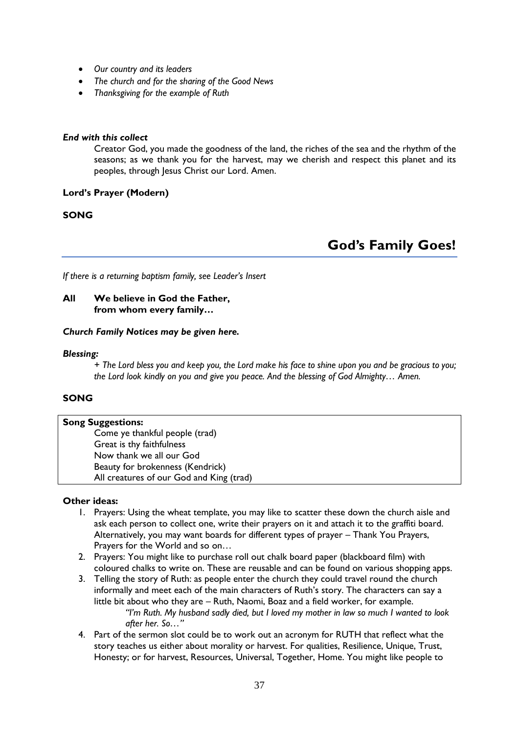- *Our country and its leaders*
- *The church and for the sharing of the Good News*
- *Thanksgiving for the example of Ruth*

***End with this collect***

Creator God, you made the goodness of the land, the riches of the sea and the rhythm of the seasons; as we thank you for the harvest, may we cherish and respect this planet and its peoples, through Jesus Christ our Lord. Amen.

**Lord's Prayer (Modern)**

**SONG**

## God's Family Goes!

*If there is a returning baptism family, see Leader's Insert*

**All We believe in God the Father,
from whom every family…**

***Church Family Notices may be given here.***

***Blessing:***

*+ The Lord bless you and keep you, the Lord make his face to shine upon you and be gracious to you; the Lord look kindly on you and give you peace. And the blessing of God Almighty… Amen.*

**SONG**

**Song Suggestions:**

Come ye thankful people (trad)
Great is thy faithfulness
Now thank we all our God
Beauty for brokenness (Kendrick)
All creatures of our God and King (trad)

**Other ideas:**

1. Prayers: Using the wheat template, you may like to scatter these down the church aisle and ask each person to collect one, write their prayers on it and attach it to the graffiti board. Alternatively, you may want boards for different types of prayer – Thank You Prayers, Prayers for the World and so on…
2. Prayers: You might like to purchase roll out chalk board paper (blackboard film) with coloured chalks to write on. These are reusable and can be found on various shopping apps.
3. Telling the story of Ruth: as people enter the church they could travel round the church informally and meet each of the main characters of Ruth's story. The characters can say a little bit about who they are – Ruth, Naomi, Boaz and a field worker, for example.
   *"I'm Ruth. My husband sadly died, but I loved my mother in law so much I wanted to look after her. So…"*
4. Part of the sermon slot could be to work out an acronym for RUTH that reflect what the story teaches us either about morality or harvest. For qualities, Resilience, Unique, Trust, Honesty; or for harvest, Resources, Universal, Together, Home. You might like people to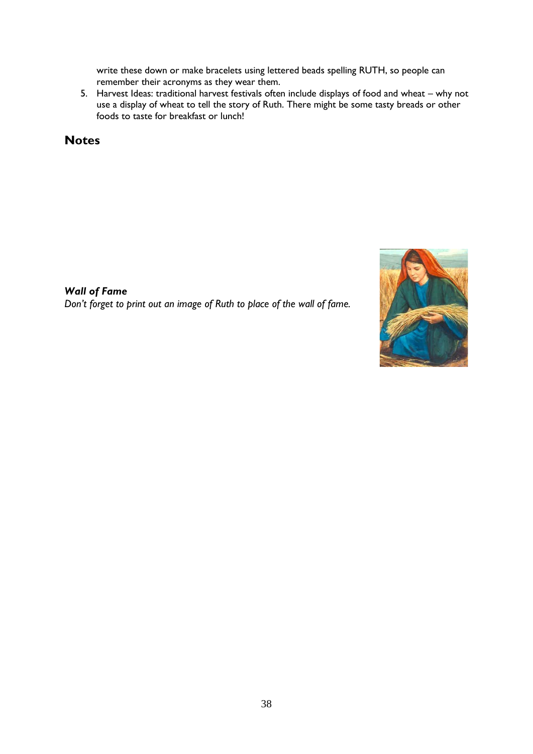write these down or make bracelets using lettered beads spelling RUTH, so people can remember their acronyms as they wear them.

5. Harvest Ideas: traditional harvest festivals often include displays of food and wheat – why not use a display of wheat to tell the story of Ruth. There might be some tasty breads or other foods to taste for breakfast or lunch!

## Notes

***Wall of Fame***
*Don't forget to print out an image of Ruth to place of the wall of fame.*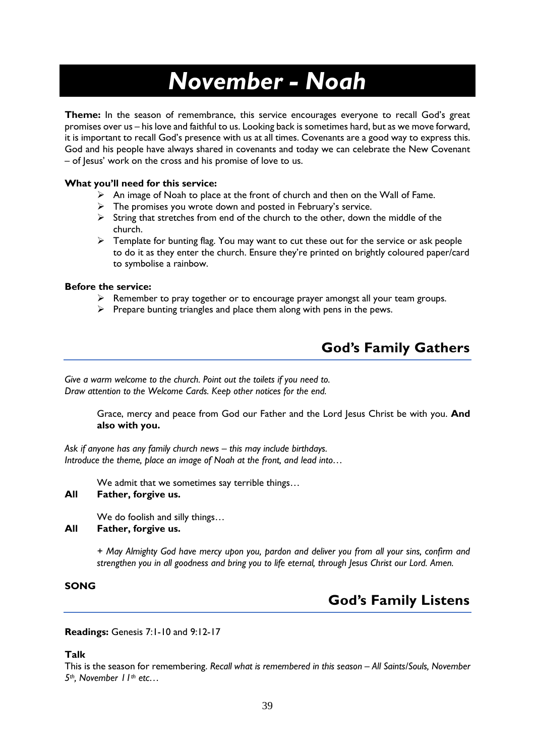# *November - Noah*

**Theme:** In the season of remembrance, this service encourages everyone to recall God's great promises over us – his love and faithful to us. Looking back is sometimes hard, but as we move forward, it is important to recall God's presence with us at all times. Covenants are a good way to express this. God and his people have always shared in covenants and today we can celebrate the New Covenant – of Jesus' work on the cross and his promise of love to us.

**What you'll need for this service:**

- An image of Noah to place at the front of church and then on the Wall of Fame.
- The promises you wrote down and posted in February's service.
- String that stretches from end of the church to the other, down the middle of the church.
- Template for bunting flag. You may want to cut these out for the service or ask people to do it as they enter the church. Ensure they're printed on brightly coloured paper/card to symbolise a rainbow.

**Before the service:**

- Remember to pray together or to encourage prayer amongst all your team groups.
- Prepare bunting triangles and place them along with pens in the pews.

## God's Family Gathers

*Give a warm welcome to the church. Point out the toilets if you need to.*
*Draw attention to the Welcome Cards. Keep other notices for the end.*

> Grace, mercy and peace from God our Father and the Lord Jesus Christ be with you. **And also with you.**

*Ask if anyone has any family church news – this may include birthdays.*
*Introduce the theme, place an image of Noah at the front, and lead into…*

We admit that we sometimes say terrible things…

**All Father, forgive us.**

We do foolish and silly things…

**All Father, forgive us.**

> *+ May Almighty God have mercy upon you, pardon and deliver you from all your sins, confirm and strengthen you in all goodness and bring you to life eternal, through Jesus Christ our Lord. Amen.*

**SONG**

## God's Family Listens

**Readings:** Genesis 7:1-10 and 9:12-17

**Talk**

This is the season for remembering. *Recall what is remembered in this season – All Saints/Souls, November 5th, November 11th etc…*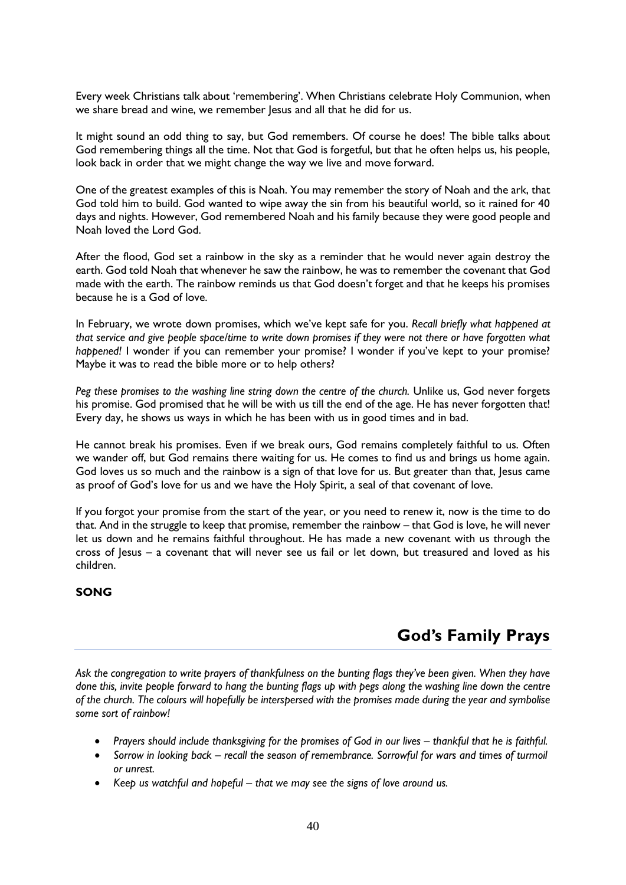Every week Christians talk about 'remembering'. When Christians celebrate Holy Communion, when we share bread and wine, we remember Jesus and all that he did for us.

It might sound an odd thing to say, but God remembers. Of course he does! The bible talks about God remembering things all the time. Not that God is forgetful, but that he often helps us, his people, look back in order that we might change the way we live and move forward.

One of the greatest examples of this is Noah. You may remember the story of Noah and the ark, that God told him to build. God wanted to wipe away the sin from his beautiful world, so it rained for 40 days and nights. However, God remembered Noah and his family because they were good people and Noah loved the Lord God.

After the flood, God set a rainbow in the sky as a reminder that he would never again destroy the earth. God told Noah that whenever he saw the rainbow, he was to remember the covenant that God made with the earth. The rainbow reminds us that God doesn't forget and that he keeps his promises because he is a God of love.

In February, we wrote down promises, which we've kept safe for you. *Recall briefly what happened at that service and give people space/time to write down promises if they were not there or have forgotten what happened!* I wonder if you can remember your promise? I wonder if you've kept to your promise? Maybe it was to read the bible more or to help others?

*Peg these promises to the washing line string down the centre of the church.* Unlike us, God never forgets his promise. God promised that he will be with us till the end of the age. He has never forgotten that! Every day, he shows us ways in which he has been with us in good times and in bad.

He cannot break his promises. Even if we break ours, God remains completely faithful to us. Often we wander off, but God remains there waiting for us. He comes to find us and brings us home again. God loves us so much and the rainbow is a sign of that love for us. But greater than that, Jesus came as proof of God's love for us and we have the Holy Spirit, a seal of that covenant of love.

If you forgot your promise from the start of the year, or you need to renew it, now is the time to do that. And in the struggle to keep that promise, remember the rainbow – that God is love, he will never let us down and he remains faithful throughout. He has made a new covenant with us through the cross of Jesus – a covenant that will never see us fail or let down, but treasured and loved as his children.

**SONG**

## God's Family Prays

*Ask the congregation to write prayers of thankfulness on the bunting flags they've been given. When they have done this, invite people forward to hang the bunting flags up with pegs along the washing line down the centre of the church. The colours will hopefully be interspersed with the promises made during the year and symbolise some sort of rainbow!*

- *Prayers should include thanksgiving for the promises of God in our lives – thankful that he is faithful.*
- *Sorrow in looking back – recall the season of remembrance. Sorrowful for wars and times of turmoil or unrest.*
- *Keep us watchful and hopeful – that we may see the signs of love around us.*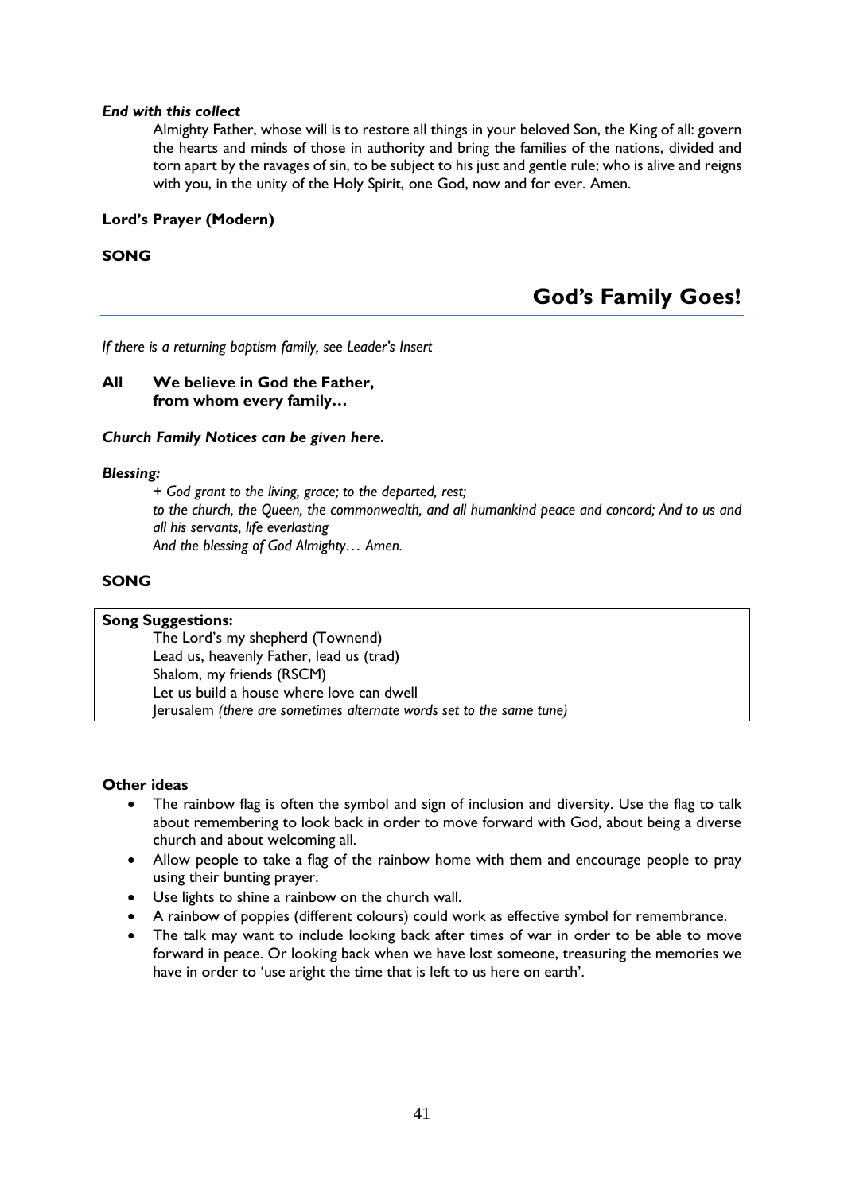***End with this collect***

Almighty Father, whose will is to restore all things in your beloved Son, the King of all: govern the hearts and minds of those in authority and bring the families of the nations, divided and torn apart by the ravages of sin, to be subject to his just and gentle rule; who is alive and reigns with you, in the unity of the Holy Spirit, one God, now and for ever. Amen.

**Lord's Prayer (Modern)**

**SONG**

## God's Family Goes!

*If there is a returning baptism family, see Leader's Insert*

**All We believe in God the Father,
from whom every family…**

***Church Family Notices can be given here.***

***Blessing:***

*+ God grant to the living, grace; to the departed, rest;
to the church, the Queen, the commonwealth, and all humankind peace and concord; And to us and all his servants, life everlasting
And the blessing of God Almighty… Amen.*

**SONG**

**Song Suggestions:**

The Lord's my shepherd (Townend)
Lead us, heavenly Father, lead us (trad)
Shalom, my friends (RSCM)
Let us build a house where love can dwell
Jerusalem *(there are sometimes alternate words set to the same tune)*

**Other ideas**

- The rainbow flag is often the symbol and sign of inclusion and diversity. Use the flag to talk about remembering to look back in order to move forward with God, about being a diverse church and about welcoming all.
- Allow people to take a flag of the rainbow home with them and encourage people to pray using their bunting prayer.
- Use lights to shine a rainbow on the church wall.
- A rainbow of poppies (different colours) could work as effective symbol for remembrance.
- The talk may want to include looking back after times of war in order to be able to move forward in peace. Or looking back when we have lost someone, treasuring the memories we have in order to 'use aright the time that is left to us here on earth'.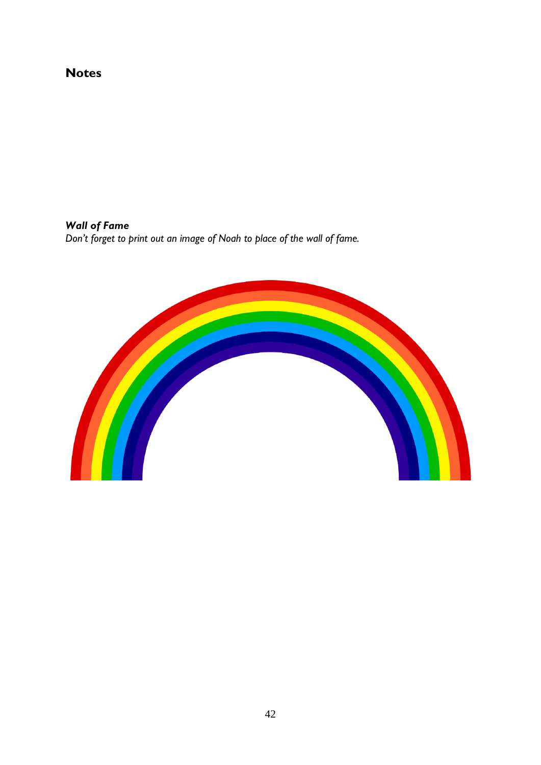## Notes

***Wall of Fame***
*Don't forget to print out an image of Noah to place of the wall of fame.*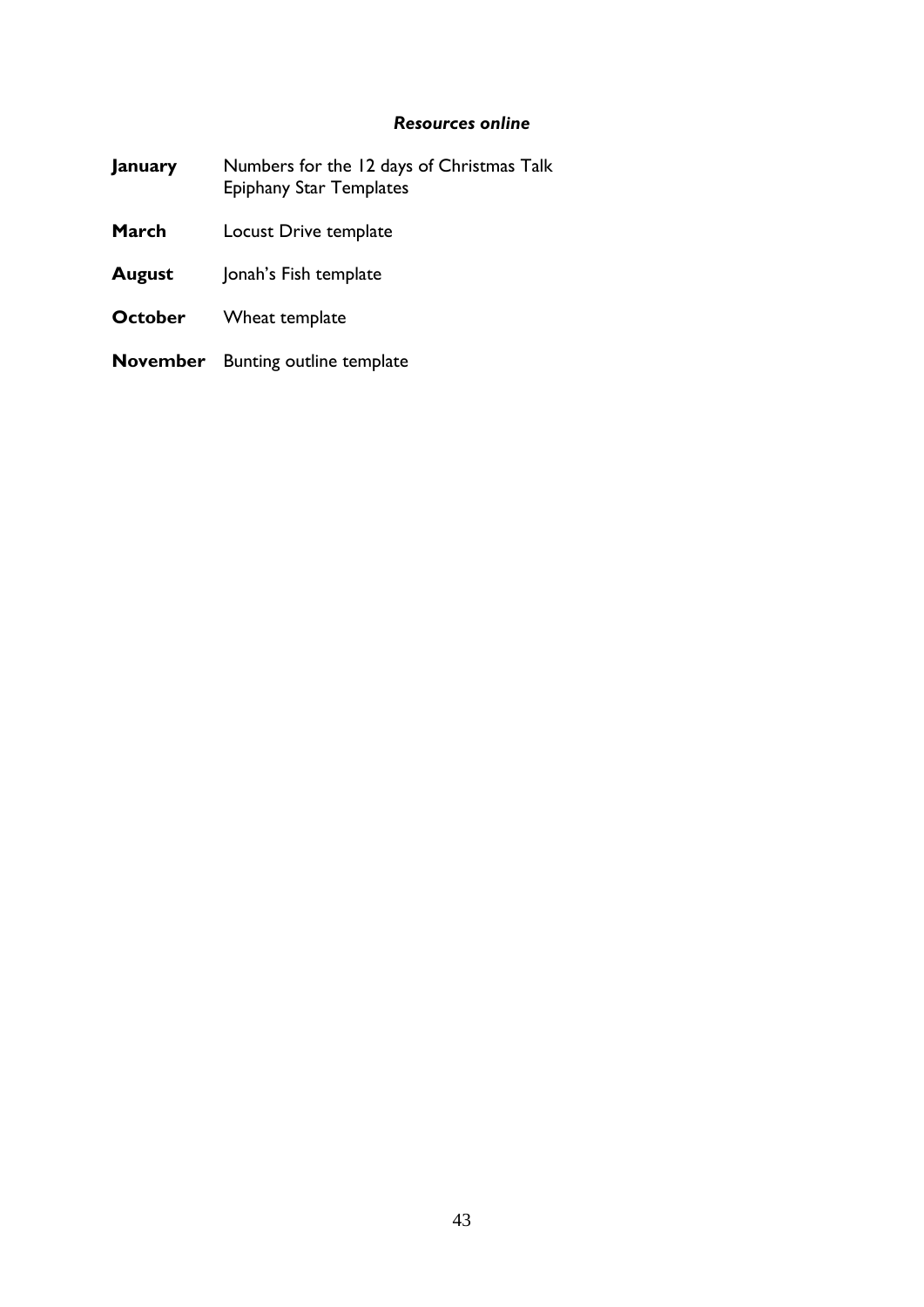***Resources online***

| | |
|---|---|
| **January** | Numbers for the 12 days of Christmas Talk<br>Epiphany Star Templates |
| **March** | Locust Drive template |
| **August** | Jonah's Fish template |
| **October** | Wheat template |
| **November** | Bunting outline template |